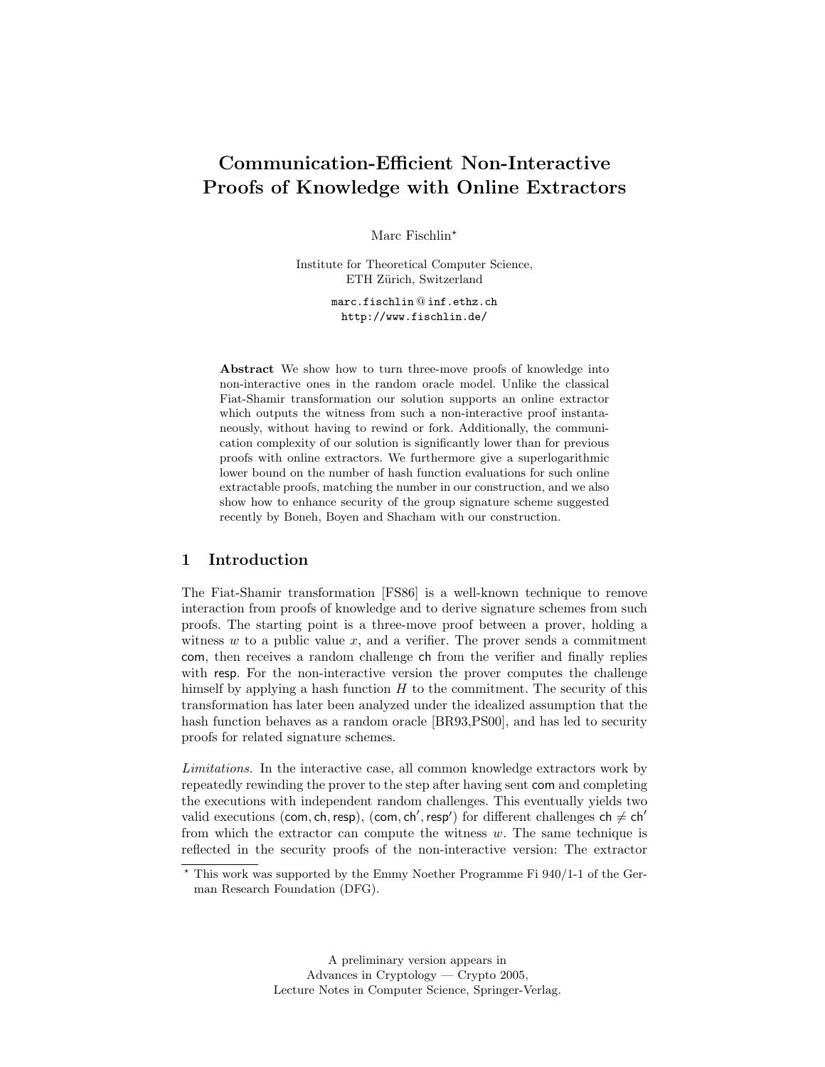# Communication-Efficient Non-Interactive Proofs of Knowledge with Online Extractors

Marc Fischlin*

Institute for Theoretical Computer Science,
ETH Zürich, Switzerland

marc.fischlin@inf.ethz.ch
http://www.fischlin.de/

**Abstract** We show how to turn three-move proofs of knowledge into non-interactive ones in the random oracle model. Unlike the classical Fiat-Shamir transformation our solution supports an online extractor which outputs the witness from such a non-interactive proof instantaneously, without having to rewind or fork. Additionally, the communication complexity of our solution is significantly lower than for previous proofs with online extractors. We furthermore give a superlogarithmic lower bound on the number of hash function evaluations for such online extractable proofs, matching the number in our construction, and we also show how to enhance security of the group signature scheme suggested recently by Boneh, Boyen and Shacham with our construction.

## 1 Introduction

The Fiat-Shamir transformation [FS86] is a well-known technique to remove interaction from proofs of knowledge and to derive signature schemes from such proofs. The starting point is a three-move proof between a prover, holding a witness $w$ to a public value $x$, and a verifier. The prover sends a commitment $\mathsf{com}$, then receives a random challenge $\mathsf{ch}$ from the verifier and finally replies with $\mathsf{resp}$. For the non-interactive version the prover computes the challenge himself by applying a hash function $H$ to the commitment. The security of this transformation has later been analyzed under the idealized assumption that the hash function behaves as a random oracle [BR93,PS00], and has led to security proofs for related signature schemes.

*Limitations.* In the interactive case, all common knowledge extractors work by repeatedly rewinding the prover to the step after having sent $\mathsf{com}$ and completing the executions with independent random challenges. This eventually yields two valid executions $(\mathsf{com}, \mathsf{ch}, \mathsf{resp})$, $(\mathsf{com}, \mathsf{ch}', \mathsf{resp}')$ for different challenges $\mathsf{ch} \neq \mathsf{ch}'$ from which the extractor can compute the witness $w$. The same technique is reflected in the security proofs of the non-interactive version: The extractor

---

* This work was supported by the Emmy Noether Programme Fi 940/1-1 of the German Research Foundation (DFG).

A preliminary version appears in
Advances in Cryptology — Crypto 2005,
Lecture Notes in Computer Science, Springer-Verlag.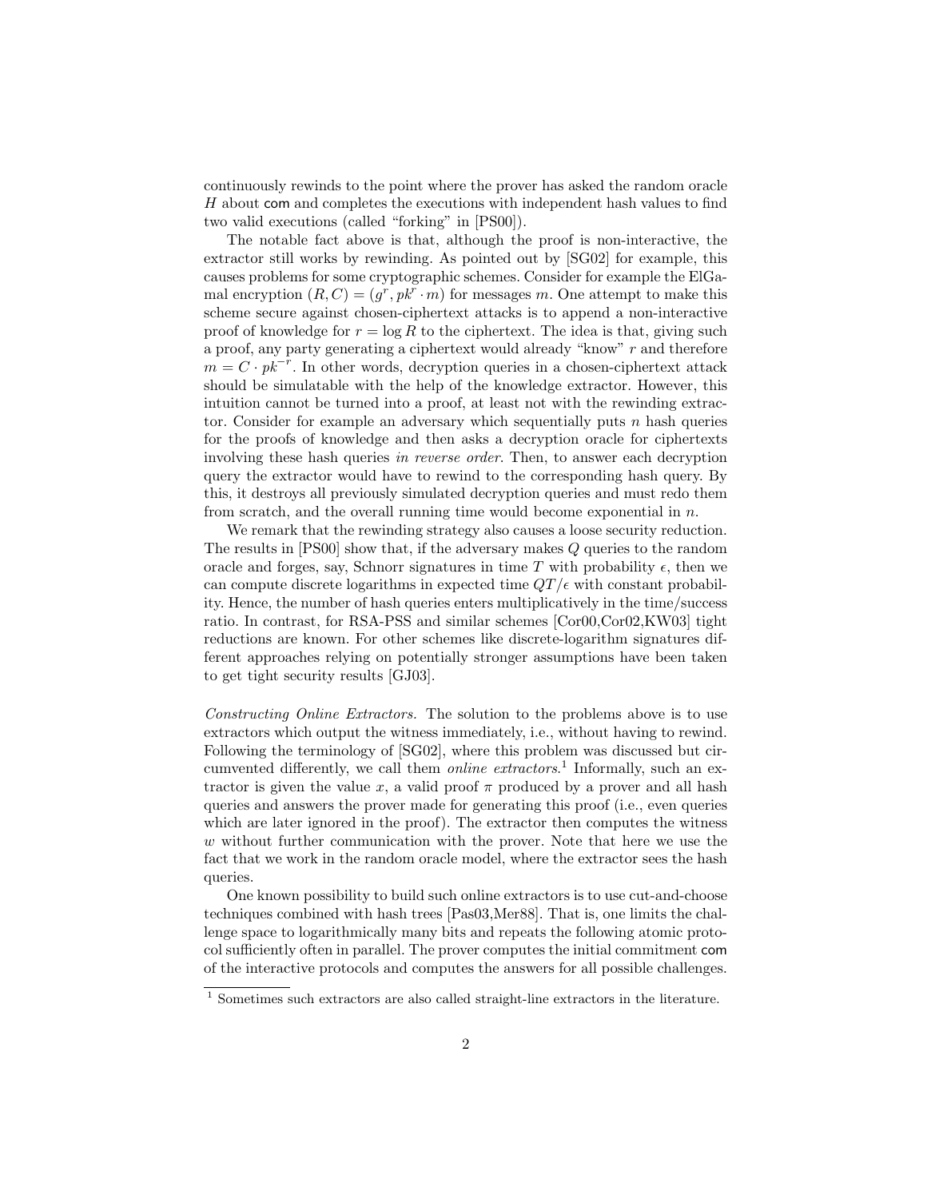continuously rewinds to the point where the prover has asked the random oracle $H$ about $\mathsf{com}$ and completes the executions with independent hash values to find two valid executions (called "forking" in [PS00]).

The notable fact above is that, although the proof is non-interactive, the extractor still works by rewinding. As pointed out by [SG02] for example, this causes problems for some cryptographic schemes. Consider for example the ElGamal encryption $(R, C) = (g^r, pk^r \cdot m)$ for messages $m$. One attempt to make this scheme secure against chosen-ciphertext attacks is to append a non-interactive proof of knowledge for $r = \log R$ to the ciphertext. The idea is that, giving such a proof, any party generating a ciphertext would already "know" $r$ and therefore $m = C \cdot pk^{-r}$. In other words, decryption queries in a chosen-ciphertext attack should be simulatable with the help of the knowledge extractor. However, this intuition cannot be turned into a proof, at least not with the rewinding extractor. Consider for example an adversary which sequentially puts $n$ hash queries for the proofs of knowledge and then asks a decryption oracle for ciphertexts involving these hash queries *in reverse order*. Then, to answer each decryption query the extractor would have to rewind to the corresponding hash query. By this, it destroys all previously simulated decryption queries and must redo them from scratch, and the overall running time would become exponential in $n$.

We remark that the rewinding strategy also causes a loose security reduction. The results in [PS00] show that, if the adversary makes $Q$ queries to the random oracle and forges, say, Schnorr signatures in time $T$ with probability $\epsilon$, then we can compute discrete logarithms in expected time $QT/\epsilon$ with constant probability. Hence, the number of hash queries enters multiplicatively in the time/success ratio. In contrast, for RSA-PSS and similar schemes [Cor00,Cor02,KW03] tight reductions are known. For other schemes like discrete-logarithm signatures different approaches relying on potentially stronger assumptions have been taken to get tight security results [GJ03].

*Constructing Online Extractors.* The solution to the problems above is to use extractors which output the witness immediately, i.e., without having to rewind. Following the terminology of [SG02], where this problem was discussed but circumvented differently, we call them *online extractors*.[1] Informally, such an extractor is given the value $x$, a valid proof $\pi$ produced by a prover and all hash queries and answers the prover made for generating this proof (i.e., even queries which are later ignored in the proof). The extractor then computes the witness $w$ without further communication with the prover. Note that here we use the fact that we work in the random oracle model, where the extractor sees the hash queries.

One known possibility to build such online extractors is to use cut-and-choose techniques combined with hash trees [Pas03,Mer88]. That is, one limits the challenge space to logarithmically many bits and repeats the following atomic protocol sufficiently often in parallel. The prover computes the initial commitment $\mathsf{com}$ of the interactive protocols and computes the answers for all possible challenges.

[1] Sometimes such extractors are also called straight-line extractors in the literature.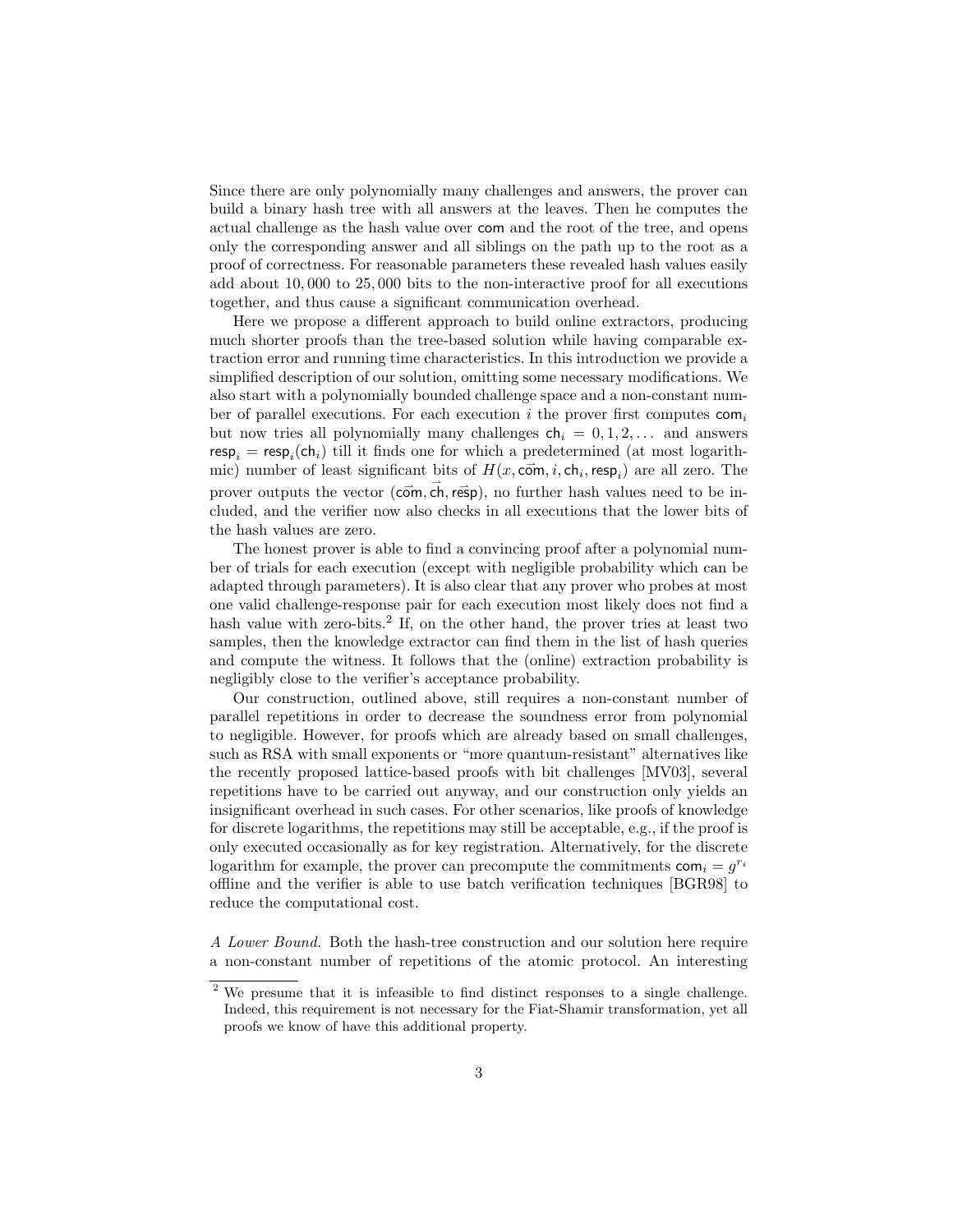Since there are only polynomially many challenges and answers, the prover can build a binary hash tree with all answers at the leaves. Then he computes the actual challenge as the hash value over $\mathsf{com}$ and the root of the tree, and opens only the corresponding answer and all siblings on the path up to the root as a proof of correctness. For reasonable parameters these revealed hash values easily add about 10,000 to 25,000 bits to the non-interactive proof for all executions together, and thus cause a significant communication overhead.

Here we propose a different approach to build online extractors, producing much shorter proofs than the tree-based solution while having comparable extraction error and running time characteristics. In this introduction we provide a simplified description of our solution, omitting some necessary modifications. We also start with a polynomially bounded challenge space and a non-constant number of parallel executions. For each execution $i$ the prover first computes $\mathsf{com}_i$ but now tries all polynomially many challenges $\mathsf{ch}_i = 0, 1, 2, \ldots$ and answers $\mathsf{resp}_i = \mathsf{resp}_i(\mathsf{ch}_i)$ till it finds one for which a predetermined (at most logarithmic) number of least significant bits of $H(x, \vec{\mathsf{com}}, i, \mathsf{ch}_i, \mathsf{resp}_i)$ are all zero. The prover outputs the vector $(\vec{\mathsf{com}}, \vec{\mathsf{ch}}, \vec{\mathsf{resp}})$, no further hash values need to be included, and the verifier now also checks in all executions that the lower bits of the hash values are zero.

The honest prover is able to find a convincing proof after a polynomial number of trials for each execution (except with negligible probability which can be adapted through parameters). It is also clear that any prover who probes at most one valid challenge-response pair for each execution most likely does not find a hash value with zero-bits.[2] If, on the other hand, the prover tries at least two samples, then the knowledge extractor can find them in the list of hash queries and compute the witness. It follows that the (online) extraction probability is negligibly close to the verifier's acceptance probability.

Our construction, outlined above, still requires a non-constant number of parallel repetitions in order to decrease the soundness error from polynomial to negligible. However, for proofs which are already based on small challenges, such as RSA with small exponents or "more quantum-resistant" alternatives like the recently proposed lattice-based proofs with bit challenges [MV03], several repetitions have to be carried out anyway, and our construction only yields an insignificant overhead in such cases. For other scenarios, like proofs of knowledge for discrete logarithms, the repetitions may still be acceptable, e.g., if the proof is only executed occasionally as for key registration. Alternatively, for the discrete logarithm for example, the prover can precompute the commitments $\mathsf{com}_i = g^{r_i}$ offline and the verifier is able to use batch verification techniques [BGR98] to reduce the computational cost.

*A Lower Bound.* Both the hash-tree construction and our solution here require a non-constant number of repetitions of the atomic protocol. An interesting

[2] We presume that it is infeasible to find distinct responses to a single challenge. Indeed, this requirement is not necessary for the Fiat-Shamir transformation, yet all proofs we know of have this additional property.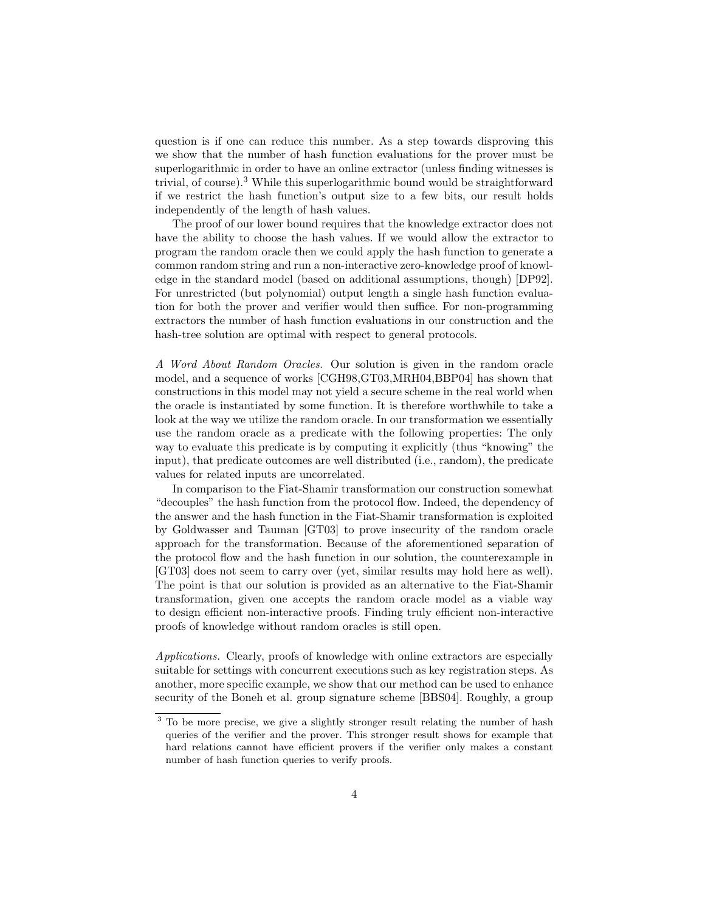question is if one can reduce this number. As a step towards disproving this we show that the number of hash function evaluations for the prover must be superlogarithmic in order to have an online extractor (unless finding witnesses is trivial, of course).[3] While this superlogarithmic bound would be straightforward if we restrict the hash function's output size to a few bits, our result holds independently of the length of hash values.

The proof of our lower bound requires that the knowledge extractor does not have the ability to choose the hash values. If we would allow the extractor to program the random oracle then we could apply the hash function to generate a common random string and run a non-interactive zero-knowledge proof of knowledge in the standard model (based on additional assumptions, though) [DP92]. For unrestricted (but polynomial) output length a single hash function evaluation for both the prover and verifier would then suffice. For non-programming extractors the number of hash function evaluations in our construction and the hash-tree solution are optimal with respect to general protocols.

*A Word About Random Oracles.* Our solution is given in the random oracle model, and a sequence of works [CGH98,GT03,MRH04,BBP04] has shown that constructions in this model may not yield a secure scheme in the real world when the oracle is instantiated by some function. It is therefore worthwhile to take a look at the way we utilize the random oracle. In our transformation we essentially use the random oracle as a predicate with the following properties: The only way to evaluate this predicate is by computing it explicitly (thus "knowing" the input), that predicate outcomes are well distributed (i.e., random), the predicate values for related inputs are uncorrelated.

In comparison to the Fiat-Shamir transformation our construction somewhat "decouples" the hash function from the protocol flow. Indeed, the dependency of the answer and the hash function in the Fiat-Shamir transformation is exploited by Goldwasser and Tauman [GT03] to prove insecurity of the random oracle approach for the transformation. Because of the aforementioned separation of the protocol flow and the hash function in our solution, the counterexample in [GT03] does not seem to carry over (yet, similar results may hold here as well). The point is that our solution is provided as an alternative to the Fiat-Shamir transformation, given one accepts the random oracle model as a viable way to design efficient non-interactive proofs. Finding truly efficient non-interactive proofs of knowledge without random oracles is still open.

*Applications.* Clearly, proofs of knowledge with online extractors are especially suitable for settings with concurrent executions such as key registration steps. As another, more specific example, we show that our method can be used to enhance security of the Boneh et al. group signature scheme [BBS04]. Roughly, a group

[3] To be more precise, we give a slightly stronger result relating the number of hash queries of the verifier and the prover. This stronger result shows for example that hard relations cannot have efficient provers if the verifier only makes a constant number of hash function queries to verify proofs.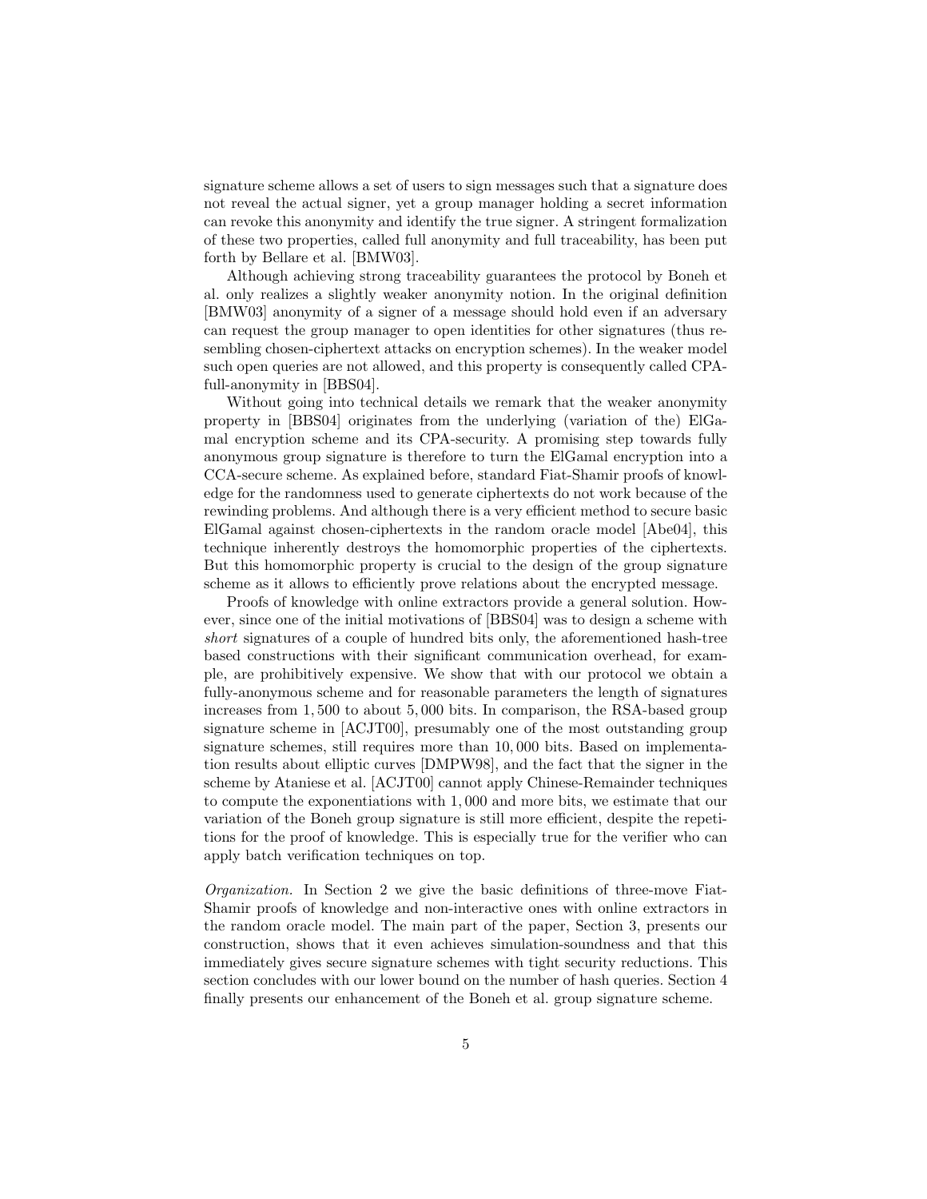signature scheme allows a set of users to sign messages such that a signature does not reveal the actual signer, yet a group manager holding a secret information can revoke this anonymity and identify the true signer. A stringent formalization of these two properties, called full anonymity and full traceability, has been put forth by Bellare et al. [BMW03].

Although achieving strong traceability guarantees the protocol by Boneh et al. only realizes a slightly weaker anonymity notion. In the original definition [BMW03] anonymity of a signer of a message should hold even if an adversary can request the group manager to open identities for other signatures (thus resembling chosen-ciphertext attacks on encryption schemes). In the weaker model such open queries are not allowed, and this property is consequently called CPA-full-anonymity in [BBS04].

Without going into technical details we remark that the weaker anonymity property in [BBS04] originates from the underlying (variation of the) ElGamal encryption scheme and its CPA-security. A promising step towards fully anonymous group signature is therefore to turn the ElGamal encryption into a CCA-secure scheme. As explained before, standard Fiat-Shamir proofs of knowledge for the randomness used to generate ciphertexts do not work because of the rewinding problems. And although there is a very efficient method to secure basic ElGamal against chosen-ciphertexts in the random oracle model [Abe04], this technique inherently destroys the homomorphic properties of the ciphertexts. But this homomorphic property is crucial to the design of the group signature scheme as it allows to efficiently prove relations about the encrypted message.

Proofs of knowledge with online extractors provide a general solution. However, since one of the initial motivations of [BBS04] was to design a scheme with *short* signatures of a couple of hundred bits only, the aforementioned hash-tree based constructions with their significant communication overhead, for example, are prohibitively expensive. We show that with our protocol we obtain a fully-anonymous scheme and for reasonable parameters the length of signatures increases from $1,500$ to about $5,000$ bits. In comparison, the RSA-based group signature scheme in [ACJT00], presumably one of the most outstanding group signature schemes, still requires more than $10,000$ bits. Based on implementation results about elliptic curves [DMPW98], and the fact that the signer in the scheme by Ataniese et al. [ACJT00] cannot apply Chinese-Remainder techniques to compute the exponentiations with $1,000$ and more bits, we estimate that our variation of the Boneh group signature is still more efficient, despite the repetitions for the proof of knowledge. This is especially true for the verifier who can apply batch verification techniques on top.

*Organization.* In Section 2 we give the basic definitions of three-move Fiat-Shamir proofs of knowledge and non-interactive ones with online extractors in the random oracle model. The main part of the paper, Section 3, presents our construction, shows that it even achieves simulation-soundness and that this immediately gives secure signature schemes with tight security reductions. This section concludes with our lower bound on the number of hash queries. Section 4 finally presents our enhancement of the Boneh et al. group signature scheme.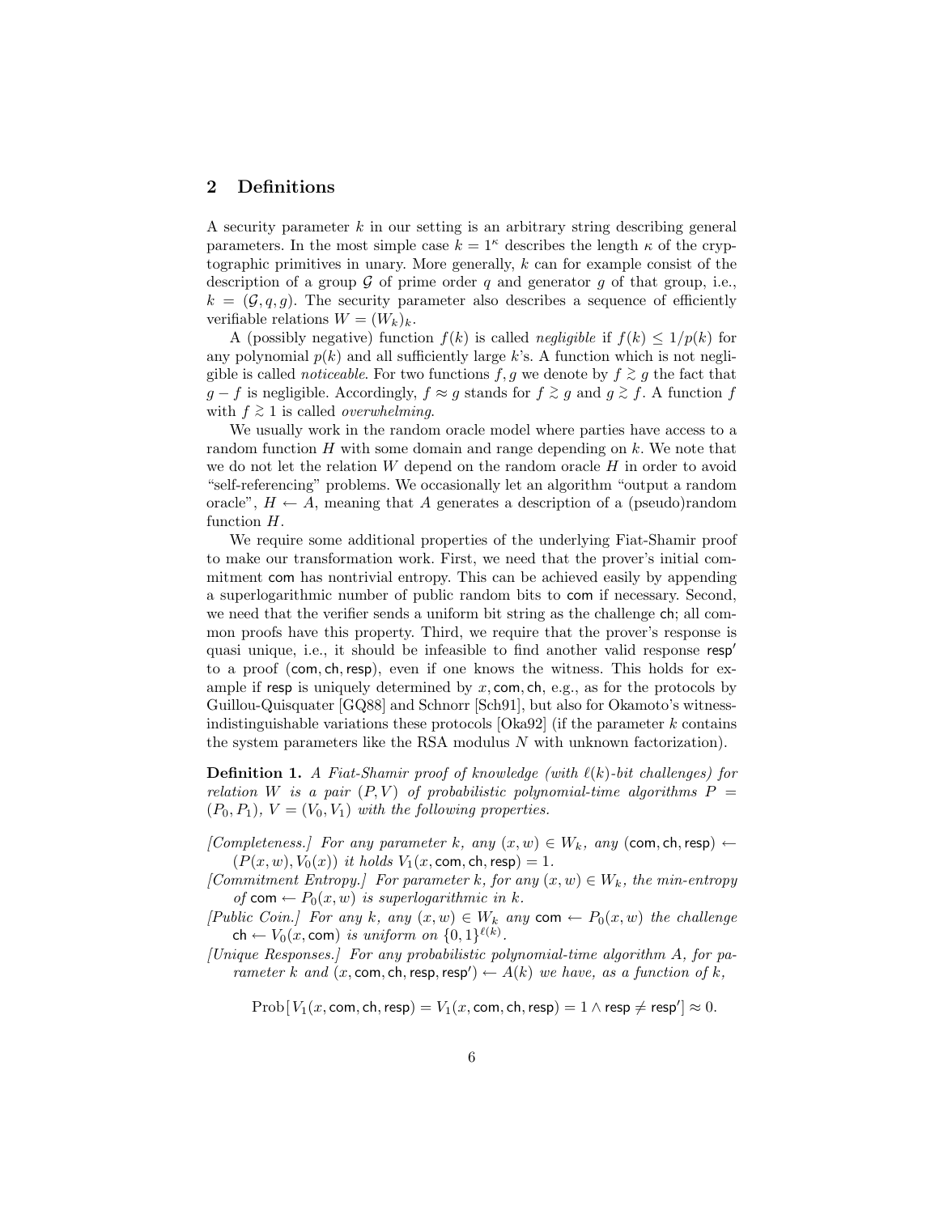## 2 Definitions

A security parameter $k$ in our setting is an arbitrary string describing general parameters. In the most simple case $k = 1^\kappa$ describes the length $\kappa$ of the cryptographic primitives in unary. More generally, $k$ can for example consist of the description of a group $\mathcal{G}$ of prime order $q$ and generator $g$ of that group, i.e., $k = (\mathcal{G}, q, g)$. The security parameter also describes a sequence of efficiently verifiable relations $W = (W_k)_k$.

A (possibly negative) function $f(k)$ is called *negligible* if $f(k) \leq 1/p(k)$ for any polynomial $p(k)$ and all sufficiently large $k$'s. A function which is not negligible is called *noticeable*. For two functions $f, g$ we denote by $f \gtrsim g$ the fact that $g - f$ is negligible. Accordingly, $f \approx g$ stands for $f \gtrsim g$ and $g \gtrsim f$. A function $f$ with $f \gtrsim 1$ is called *overwhelming*.

We usually work in the random oracle model where parties have access to a random function $H$ with some domain and range depending on $k$. We note that we do not let the relation $W$ depend on the random oracle $H$ in order to avoid "self-referencing" problems. We occasionally let an algorithm "output a random oracle", $H \leftarrow A$, meaning that $A$ generates a description of a (pseudo)random function $H$.

We require some additional properties of the underlying Fiat-Shamir proof to make our transformation work. First, we need that the prover's initial commitment $\mathsf{com}$ has nontrivial entropy. This can be achieved easily by appending a superlogarithmic number of public random bits to $\mathsf{com}$ if necessary. Second, we need that the verifier sends a uniform bit string as the challenge $\mathsf{ch}$; all common proofs have this property. Third, we require that the prover's response is quasi unique, i.e., it should be infeasible to find another valid response $\mathsf{resp}'$ to a proof $(\mathsf{com}, \mathsf{ch}, \mathsf{resp})$, even if one knows the witness. This holds for example if $\mathsf{resp}$ is uniquely determined by $x, \mathsf{com}, \mathsf{ch}$, e.g., as for the protocols by Guillou-Quisquater [GQ88] and Schnorr [Sch91], but also for Okamoto's witness-indistinguishable variations these protocols [Oka92] (if the parameter $k$ contains the system parameters like the RSA modulus $N$ with unknown factorization).

**Definition 1.** *A Fiat-Shamir proof of knowledge (with $\ell(k)$-bit challenges) for relation $W$ is a pair $(P, V)$ of probabilistic polynomial-time algorithms $P = (P_0, P_1)$, $V = (V_0, V_1)$ with the following properties.*

- *[Completeness.] For any parameter $k$, any $(x, w) \in W_k$, any $(\mathsf{com}, \mathsf{ch}, \mathsf{resp}) \leftarrow (P(x, w), V_0(x))$ it holds $V_1(x, \mathsf{com}, \mathsf{ch}, \mathsf{resp}) = 1$.*
- *[Commitment Entropy.] For parameter $k$, for any $(x, w) \in W_k$, the min-entropy of $\mathsf{com} \leftarrow P_0(x, w)$ is superlogarithmic in $k$.*
- *[Public Coin.] For any $k$, any $(x, w) \in W_k$ any $\mathsf{com} \leftarrow P_0(x, w)$ the challenge $\mathsf{ch} \leftarrow V_0(x, \mathsf{com})$ is uniform on $\{0, 1\}^{\ell(k)}$.*
- *[Unique Responses.] For any probabilistic polynomial-time algorithm $A$, for parameter $k$ and $(x, \mathsf{com}, \mathsf{ch}, \mathsf{resp}, \mathsf{resp}') \leftarrow A(k)$ we have, as a function of $k$,*

$$\mathrm{Prob}[\,V_1(x, \mathsf{com}, \mathsf{ch}, \mathsf{resp}) = V_1(x, \mathsf{com}, \mathsf{ch}, \mathsf{resp}) = 1 \wedge \mathsf{resp} \neq \mathsf{resp}'] \approx 0.$$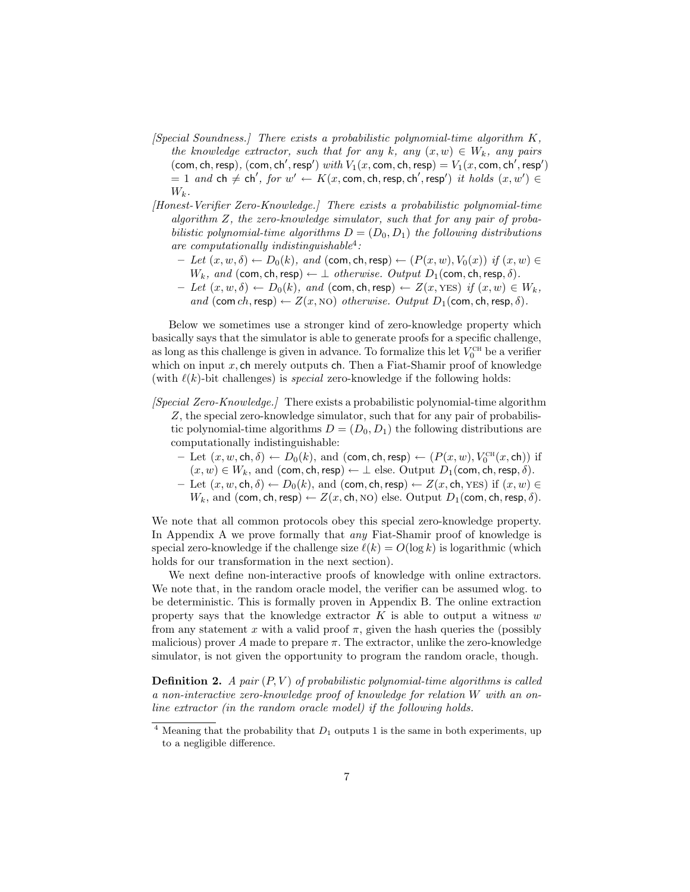*[Special Soundness.]* *There exists a probabilistic polynomial-time algorithm $K$, the knowledge extractor, such that for any $k$, any $(x, w) \in W_k$, any pairs $(\mathsf{com}, \mathsf{ch}, \mathsf{resp})$, $(\mathsf{com}, \mathsf{ch}', \mathsf{resp}')$ with $V_1(x, \mathsf{com}, \mathsf{ch}, \mathsf{resp}) = V_1(x, \mathsf{com}, \mathsf{ch}', \mathsf{resp}') = 1$ and $\mathsf{ch} \neq \mathsf{ch}'$, for $w' \leftarrow K(x, \mathsf{com}, \mathsf{ch}, \mathsf{resp}, \mathsf{ch}', \mathsf{resp}')$ it holds $(x, w') \in W_k$.*

*[Honest-Verifier Zero-Knowledge.]* *There exists a probabilistic polynomial-time algorithm $Z$, the zero-knowledge simulator, such that for any pair of probabilistic polynomial-time algorithms $D = (D_0, D_1)$ the following distributions are computationally indistinguishable[4]:*

- *Let $(x, w, \delta) \leftarrow D_0(k)$, and $(\mathsf{com}, \mathsf{ch}, \mathsf{resp}) \leftarrow (P(x, w), V_0(x))$ if $(x, w) \in W_k$, and $(\mathsf{com}, \mathsf{ch}, \mathsf{resp}) \leftarrow \perp$ otherwise. Output $D_1(\mathsf{com}, \mathsf{ch}, \mathsf{resp}, \delta)$.*
- *Let $(x, w, \delta) \leftarrow D_0(k)$, and $(\mathsf{com}, \mathsf{ch}, \mathsf{resp}) \leftarrow Z(x, \text{YES})$ if $(x, w) \in W_k$, and $(\mathsf{com}\, ch, \mathsf{resp}) \leftarrow Z(x, \text{NO})$ otherwise. Output $D_1(\mathsf{com}, \mathsf{ch}, \mathsf{resp}, \delta)$.*

Below we sometimes use a stronger kind of zero-knowledge property which basically says that the simulator is able to generate proofs for a specific challenge, as long as this challenge is given in advance. To formalize this let $V_0^{\text{CH}}$ be a verifier which on input $x, \mathsf{ch}$ merely outputs $\mathsf{ch}$. Then a Fiat-Shamir proof of knowledge (with $\ell(k)$-bit challenges) is *special* zero-knowledge if the following holds:

*[Special Zero-Knowledge.]* There exists a probabilistic polynomial-time algorithm $Z$, the special zero-knowledge simulator, such that for any pair of probabilistic polynomial-time algorithms $D = (D_0, D_1)$ the following distributions are computationally indistinguishable:

- Let $(x, w, \mathsf{ch}, \delta) \leftarrow D_0(k)$, and $(\mathsf{com}, \mathsf{ch}, \mathsf{resp}) \leftarrow (P(x, w), V_0^{\text{CH}}(x, \mathsf{ch}))$ if $(x, w) \in W_k$, and $(\mathsf{com}, \mathsf{ch}, \mathsf{resp}) \leftarrow \perp$ else. Output $D_1(\mathsf{com}, \mathsf{ch}, \mathsf{resp}, \delta)$.
- Let $(x, w, \mathsf{ch}, \delta) \leftarrow D_0(k)$, and $(\mathsf{com}, \mathsf{ch}, \mathsf{resp}) \leftarrow Z(x, \mathsf{ch}, \text{YES})$ if $(x, w) \in W_k$, and $(\mathsf{com}, \mathsf{ch}, \mathsf{resp}) \leftarrow Z(x, \mathsf{ch}, \text{NO})$ else. Output $D_1(\mathsf{com}, \mathsf{ch}, \mathsf{resp}, \delta)$.

We note that all common protocols obey this special zero-knowledge property. In Appendix A we prove formally that *any* Fiat-Shamir proof of knowledge is special zero-knowledge if the challenge size $\ell(k) = O(\log k)$ is logarithmic (which holds for our transformation in the next section).

We next define non-interactive proofs of knowledge with online extractors. We note that, in the random oracle model, the verifier can be assumed wlog. to be deterministic. This is formally proven in Appendix B. The online extraction property says that the knowledge extractor $K$ is able to output a witness $w$ from any statement $x$ with a valid proof $\pi$, given the hash queries the (possibly malicious) prover $A$ made to prepare $\pi$. The extractor, unlike the zero-knowledge simulator, is not given the opportunity to program the random oracle, though.

**Definition 2.** *A pair $(P, V)$ of probabilistic polynomial-time algorithms is called a non-interactive zero-knowledge proof of knowledge for relation $W$ with an online extractor (in the random oracle model) if the following holds.*

[4] Meaning that the probability that $D_1$ outputs 1 is the same in both experiments, up to a negligible difference.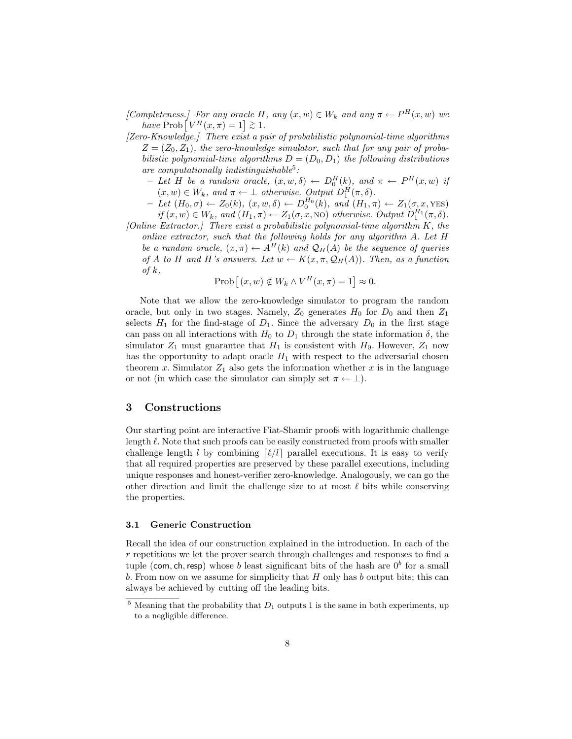*[Completeness.] For any oracle $H$, any $(x, w) \in W_k$ and any $\pi \leftarrow P^H(x, w)$ we have* $\text{Prob}\left[\, V^H(x, \pi) = 1\right] \gtrsim 1$.

*[Zero-Knowledge.] There exist a pair of probabilistic polynomial-time algorithms $Z = (Z_0, Z_1)$, the zero-knowledge simulator, such that for any pair of probabilistic polynomial-time algorithms $D = (D_0, D_1)$ the following distributions are computationally indistinguishable[5]:*

- *Let $H$ be a random oracle, $(x, w, \delta) \leftarrow D_0^H(k)$, and $\pi \leftarrow P^H(x, w)$ if $(x, w) \in W_k$, and $\pi \leftarrow \perp$ otherwise. Output $D_1^H(\pi, \delta)$.*
- *Let $(H_0, \sigma) \leftarrow Z_0(k)$, $(x, w, \delta) \leftarrow D_0^{H_0}(k)$, and $(H_1, \pi) \leftarrow Z_1(\sigma, x, \text{YES})$ if $(x, w) \in W_k$, and $(H_1, \pi) \leftarrow Z_1(\sigma, x, \text{NO})$ otherwise. Output $D_1^{H_1}(\pi, \delta)$.*

*[Online Extractor.] There exist a probabilistic polynomial-time algorithm $K$, the online extractor, such that the following holds for any algorithm $A$. Let $H$ be a random oracle, $(x, \pi) \leftarrow A^H(k)$ and $\mathcal{Q}_H(A)$ be the sequence of queries of $A$ to $H$ and $H$'s answers. Let $w \leftarrow K(x, \pi, \mathcal{Q}_H(A))$. Then, as a function of $k$,*

$$\text{Prob}\left[\, (x, w) \notin W_k \wedge V^H(x, \pi) = 1\right] \approx 0.$$

Note that we allow the zero-knowledge simulator to program the random oracle, but only in two stages. Namely, $Z_0$ generates $H_0$ for $D_0$ and then $Z_1$ selects $H_1$ for the find-stage of $D_1$. Since the adversary $D_0$ in the first stage can pass on all interactions with $H_0$ to $D_1$ through the state information $\delta$, the simulator $Z_1$ must guarantee that $H_1$ is consistent with $H_0$. However, $Z_1$ now has the opportunity to adapt oracle $H_1$ with respect to the adversarial chosen theorem $x$. Simulator $Z_1$ also gets the information whether $x$ is in the language or not (in which case the simulator can simply set $\pi \leftarrow \perp$).

## 3 Constructions

Our starting point are interactive Fiat-Shamir proofs with logarithmic challenge length $\ell$. Note that such proofs can be easily constructed from proofs with smaller challenge length $l$ by combining $\lceil \ell / l \rceil$ parallel executions. It is easy to verify that all required properties are preserved by these parallel executions, including unique responses and honest-verifier zero-knowledge. Analogously, we can go the other direction and limit the challenge size to at most $\ell$ bits while conserving the properties.

### 3.1 Generic Construction

Recall the idea of our construction explained in the introduction. In each of the $r$ repetitions we let the prover search through challenges and responses to find a tuple $(\mathsf{com}, \mathsf{ch}, \mathsf{resp})$ whose $b$ least significant bits of the hash are $0^b$ for a small $b$. From now on we assume for simplicity that $H$ only has $b$ output bits; this can always be achieved by cutting off the leading bits.

[5] Meaning that the probability that $D_1$ outputs 1 is the same in both experiments, up to a negligible difference.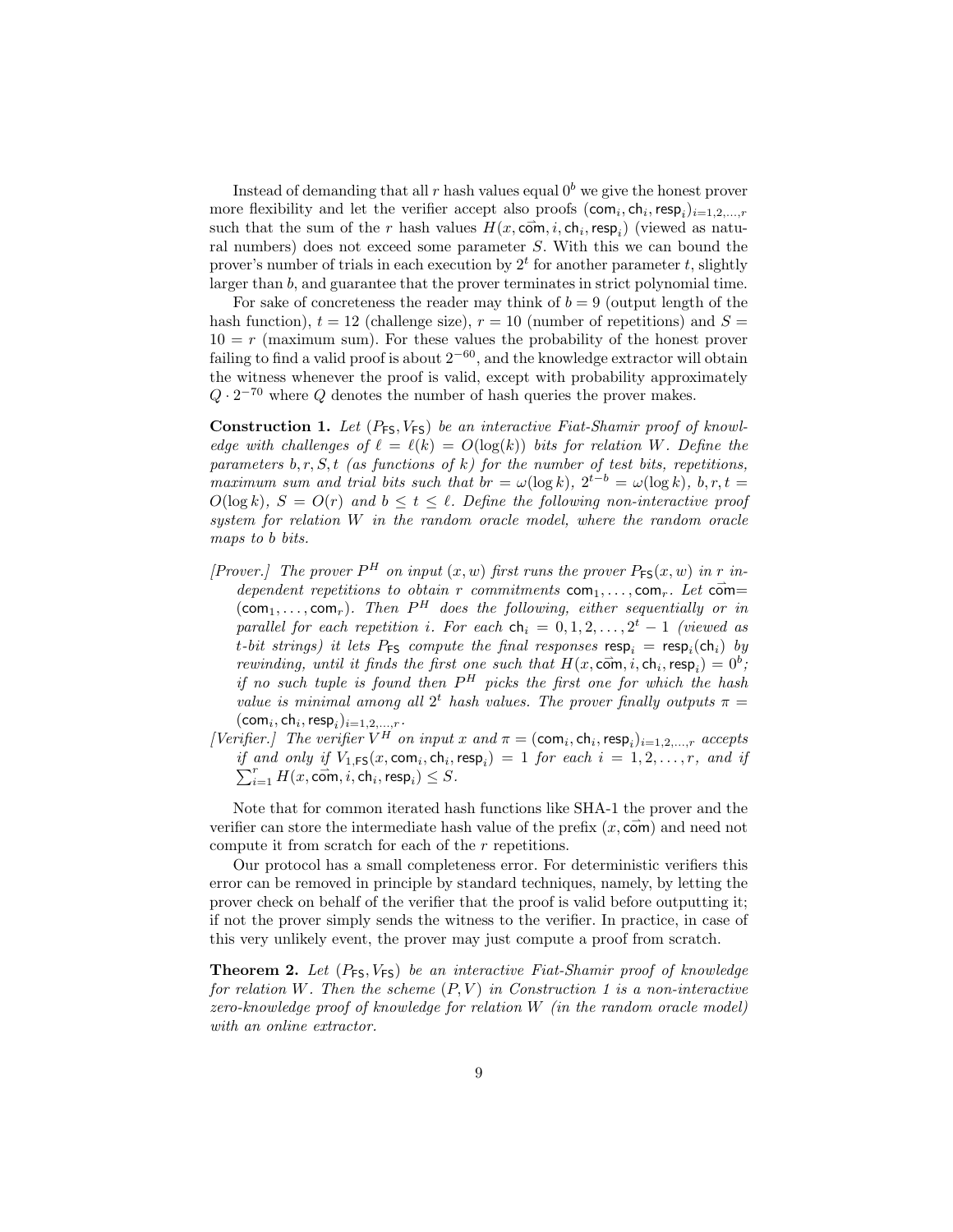Instead of demanding that all $r$ hash values equal $0^b$ we give the honest prover more flexibility and let the verifier accept also proofs $(\mathsf{com}_i, \mathsf{ch}_i, \mathsf{resp}_i)_{i=1,2,\ldots,r}$ such that the sum of the $r$ hash values $H(x, \vec{\mathsf{com}}, i, \mathsf{ch}_i, \mathsf{resp}_i)$ (viewed as natural numbers) does not exceed some parameter $S$. With this we can bound the prover's number of trials in each execution by $2^t$ for another parameter $t$, slightly larger than $b$, and guarantee that the prover terminates in strict polynomial time.

For sake of concreteness the reader may think of $b = 9$ (output length of the hash function), $t = 12$ (challenge size), $r = 10$ (number of repetitions) and $S = 10 = r$ (maximum sum). For these values the probability of the honest prover failing to find a valid proof is about $2^{-60}$, and the knowledge extractor will obtain the witness whenever the proof is valid, except with probability approximately $Q \cdot 2^{-70}$ where $Q$ denotes the number of hash queries the prover makes.

**Construction 1.** *Let $(P_{\mathsf{FS}}, V_{\mathsf{FS}})$ be an interactive Fiat-Shamir proof of knowledge with challenges of $\ell = \ell(k) = O(\log(k))$ bits for relation $W$. Define the parameters $b, r, S, t$ (as functions of $k$) for the number of test bits, repetitions, maximum sum and trial bits such that $br = \omega(\log k)$, $2^{t-b} = \omega(\log k)$, $b, r, t = O(\log k)$, $S = O(r)$ and $b \leq t \leq \ell$. Define the following non-interactive proof system for relation $W$ in the random oracle model, where the random oracle maps to $b$ bits.*

- *[Prover.] The prover $P^H$ on input $(x, w)$ first runs the prover $P_{\mathsf{FS}}(x, w)$ in $r$ independent repetitions to obtain $r$ commitments $\mathsf{com}_1, \ldots, \mathsf{com}_r$. Let $\vec{\mathsf{com}} = (\mathsf{com}_1, \ldots, \mathsf{com}_r)$. Then $P^H$ does the following, either sequentially or in parallel for each repetition $i$. For each $\mathsf{ch}_i = 0, 1, 2, \ldots, 2^t - 1$ (viewed as $t$-bit strings) it lets $P_{\mathsf{FS}}$ compute the final responses $\mathsf{resp}_i = \mathsf{resp}_i(\mathsf{ch}_i)$ by rewinding, until it finds the first one such that $H(x, \vec{\mathsf{com}}, i, \mathsf{ch}_i, \mathsf{resp}_i) = 0^b$; if no such tuple is found then $P^H$ picks the first one for which the hash value is minimal among all $2^t$ hash values. The prover finally outputs $\pi = (\mathsf{com}_i, \mathsf{ch}_i, \mathsf{resp}_i)_{i=1,2,\ldots,r}$.*
- *[Verifier.] The verifier $V^H$ on input $x$ and $\pi = (\mathsf{com}_i, \mathsf{ch}_i, \mathsf{resp}_i)_{i=1,2,\ldots,r}$ accepts if and only if $V_{1,\mathsf{FS}}(x, \mathsf{com}_i, \mathsf{ch}_i, \mathsf{resp}_i) = 1$ for each $i = 1, 2, \ldots, r$, and if $\sum_{i=1}^{r} H(x, \vec{\mathsf{com}}, i, \mathsf{ch}_i, \mathsf{resp}_i) \leq S$.*

Note that for common iterated hash functions like SHA-1 the prover and the verifier can store the intermediate hash value of the prefix $(x, \vec{\mathsf{com}})$ and need not compute it from scratch for each of the $r$ repetitions.

Our protocol has a small completeness error. For deterministic verifiers this error can be removed in principle by standard techniques, namely, by letting the prover check on behalf of the verifier that the proof is valid before outputting it; if not the prover simply sends the witness to the verifier. In practice, in case of this very unlikely event, the prover may just compute a proof from scratch.

**Theorem 2.** *Let $(P_{\mathsf{FS}}, V_{\mathsf{FS}})$ be an interactive Fiat-Shamir proof of knowledge for relation $W$. Then the scheme $(P, V)$ in Construction 1 is a non-interactive zero-knowledge proof of knowledge for relation $W$ (in the random oracle model) with an online extractor.*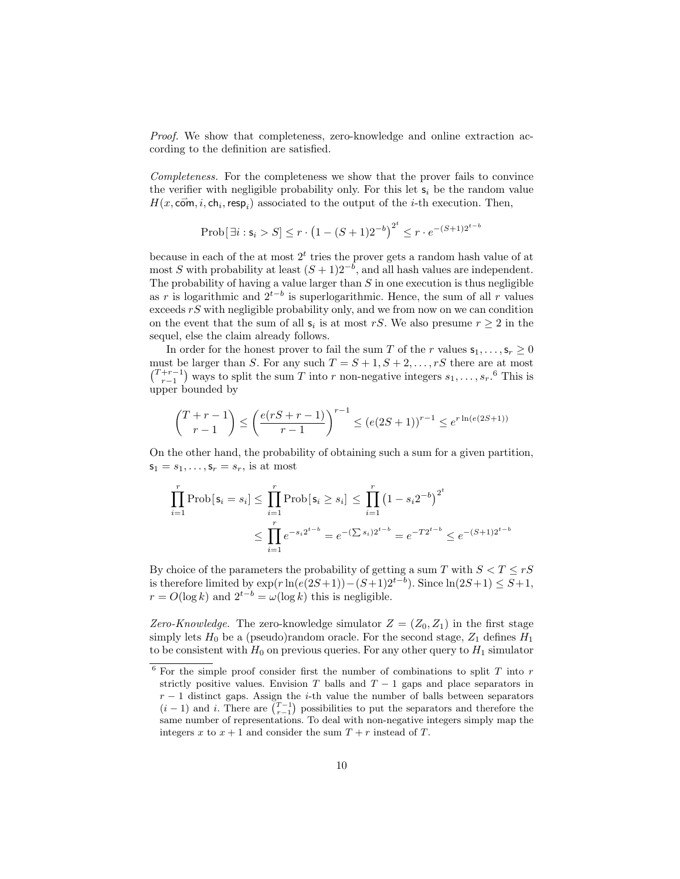*Proof.* We show that completeness, zero-knowledge and online extraction according to the definition are satisfied.

*Completeness.* For the completeness we show that the prover fails to convince the verifier with negligible probability only. For this let $\mathsf{s}_i$ be the random value $H(x, \vec{\mathsf{com}}, i, \mathsf{ch}_i, \mathsf{resp}_i)$ associated to the output of the $i$-th execution. Then,

$$\text{Prob}[\,\exists i : \mathsf{s}_i > S] \leq r \cdot \left(1 - (S+1)2^{-b}\right)^{2^t} \leq r \cdot e^{-(S+1)2^{t-b}}$$

because in each of the at most $2^t$ tries the prover gets a random hash value of at most $S$ with probability at least $(S+1)2^{-b}$, and all hash values are independent. The probability of having a value larger than $S$ in one execution is thus negligible as $r$ is logarithmic and $2^{t-b}$ is superlogarithmic. Hence, the sum of all $r$ values exceeds $rS$ with negligible probability only, and we from now on we can condition on the event that the sum of all $\mathsf{s}_i$ is at most $rS$. We also presume $r \geq 2$ in the sequel, else the claim already follows.

In order for the honest prover to fail the sum $T$ of the $r$ values $\mathsf{s}_1, \ldots, \mathsf{s}_r \geq 0$ must be larger than $S$. For any such $T = S+1, S+2, \ldots, rS$ there are at most $\binom{T+r-1}{r-1}$ ways to split the sum $T$ into $r$ non-negative integers $s_1, \ldots, s_r$.[6] This is upper bounded by

$$\binom{T+r-1}{r-1} \leq \left(\frac{e(rS+r-1)}{r-1}\right)^{r-1} \leq \left(e(2S+1)\right)^{r-1} \leq e^{r \ln(e(2S+1))}$$

On the other hand, the probability of obtaining such a sum for a given partition, $\mathsf{s}_1 = s_1, \ldots, \mathsf{s}_r = s_r$, is at most

$$\begin{aligned}
\prod_{i=1}^{r} \text{Prob}[\,\mathsf{s}_i = s_i] \leq \prod_{i=1}^{r} \text{Prob}[\,\mathsf{s}_i \geq s_i] &\leq \prod_{i=1}^{r} \left(1 - s_i 2^{-b}\right)^{2^t} \\
&\leq \prod_{i=1}^{r} e^{-s_i 2^{t-b}} = e^{-(\sum s_i) 2^{t-b}} = e^{-T 2^{t-b}} \leq e^{-(S+1)2^{t-b}}
\end{aligned}$$

By choice of the parameters the probability of getting a sum $T$ with $S < T \leq rS$ is therefore limited by $\exp(r \ln(e(2S+1)) - (S+1)2^{t-b})$. Since $\ln(2S+1) \leq S+1$, $r = O(\log k)$ and $2^{t-b} = \omega(\log k)$ this is negligible.

*Zero-Knowledge.* The zero-knowledge simulator $Z = (Z_0, Z_1)$ in the first stage simply lets $H_0$ be a (pseudo)random oracle. For the second stage, $Z_1$ defines $H_1$ to be consistent with $H_0$ on previous queries. For any other query to $H_1$ simulator

[6] For the simple proof consider first the number of combinations to split $T$ into $r$ strictly positive values. Envision $T$ balls and $T-1$ gaps and place separators in $r-1$ distinct gaps. Assign the $i$-th value the number of balls between separators $(i-1)$ and $i$. There are $\binom{T-1}{r-1}$ possibilities to put the separators and therefore the same number of representations. To deal with non-negative integers simply map the integers $x$ to $x+1$ and consider the sum $T+r$ instead of $T$.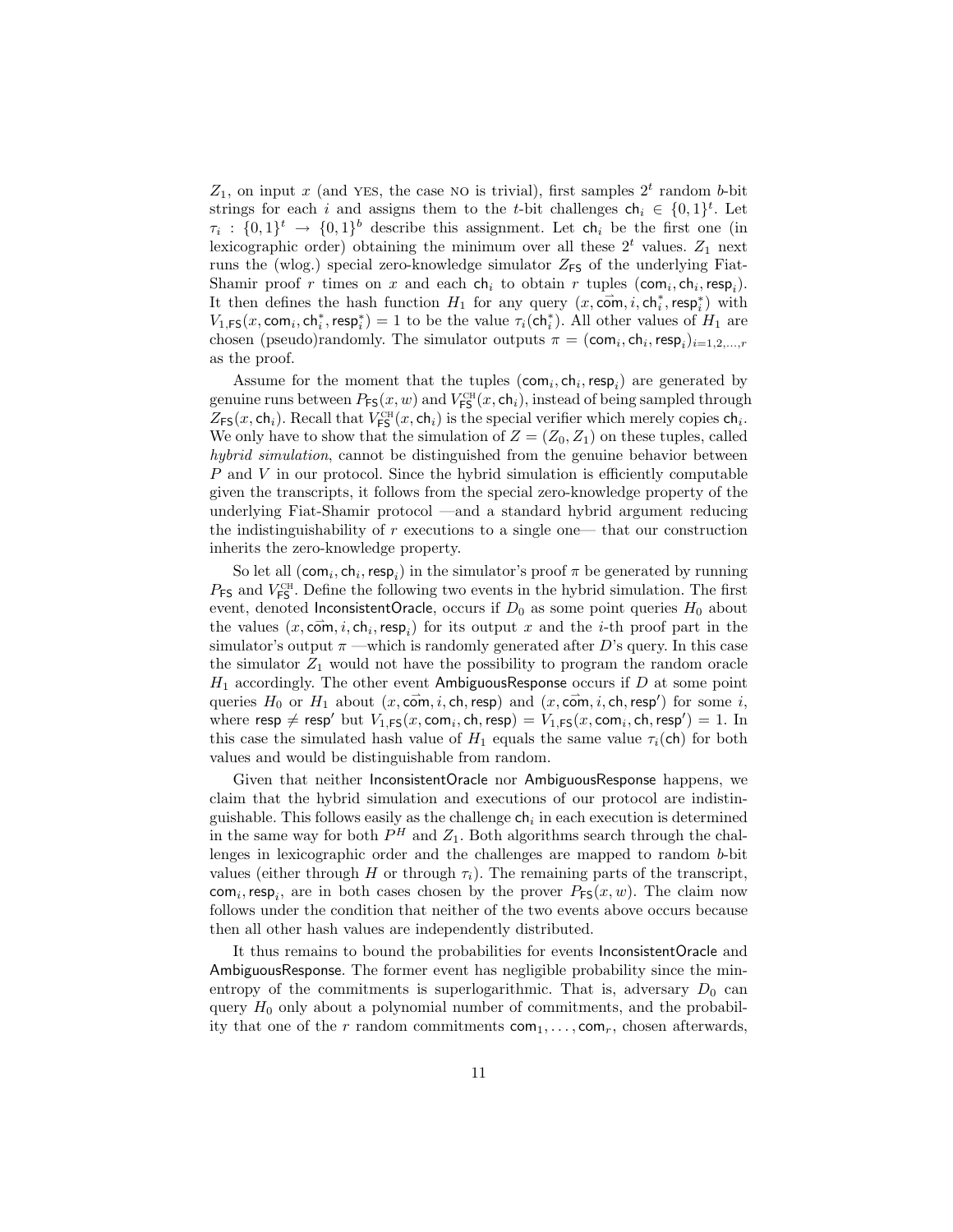$Z_1$, on input $x$ (and YES, the case NO is trivial), first samples $2^t$ random $b$-bit strings for each $i$ and assigns them to the $t$-bit challenges $\mathsf{ch}_i \in \{0,1\}^t$. Let $\tau_i : \{0,1\}^t \to \{0,1\}^b$ describe this assignment. Let $\mathsf{ch}_i$ be the first one (in lexicographic order) obtaining the minimum over all these $2^t$ values. $Z_1$ next runs the (wlog.) special zero-knowledge simulator $Z_{\mathsf{FS}}$ of the underlying Fiat-Shamir proof $r$ times on $x$ and each $\mathsf{ch}_i$ to obtain $r$ tuples $(\mathsf{com}_i, \mathsf{ch}_i, \mathsf{resp}_i)$. It then defines the hash function $H_1$ for any query $(x, \vec{\mathsf{com}}, i, \mathsf{ch}_i^*, \mathsf{resp}_i^*)$ with $V_{1,\mathsf{FS}}(x, \mathsf{com}_i, \mathsf{ch}_i^*, \mathsf{resp}_i^*) = 1$ to be the value $\tau_i(\mathsf{ch}_i^*)$. All other values of $H_1$ are chosen (pseudo)randomly. The simulator outputs $\pi = (\mathsf{com}_i, \mathsf{ch}_i, \mathsf{resp}_i)_{i=1,2,\ldots,r}$ as the proof.

Assume for the moment that the tuples $(\mathsf{com}_i, \mathsf{ch}_i, \mathsf{resp}_i)$ are generated by genuine runs between $P_{\mathsf{FS}}(x,w)$ and $V_{\mathsf{FS}}^{\mathrm{CH}}(x, \mathsf{ch}_i)$, instead of being sampled through $Z_{\mathsf{FS}}(x, \mathsf{ch}_i)$. Recall that $V_{\mathsf{FS}}^{\mathrm{CH}}(x, \mathsf{ch}_i)$ is the special verifier which merely copies $\mathsf{ch}_i$. We only have to show that the simulation of $Z = (Z_0, Z_1)$ on these tuples, called *hybrid simulation*, cannot be distinguished from the genuine behavior between $P$ and $V$ in our protocol. Since the hybrid simulation is efficiently computable given the transcripts, it follows from the special zero-knowledge property of the underlying Fiat-Shamir protocol —and a standard hybrid argument reducing the indistinguishability of $r$ executions to a single one— that our construction inherits the zero-knowledge property.

So let all $(\mathsf{com}_i, \mathsf{ch}_i, \mathsf{resp}_i)$ in the simulator's proof $\pi$ be generated by running $P_{\mathsf{FS}}$ and $V_{\mathsf{FS}}^{\mathrm{CH}}$. Define the following two events in the hybrid simulation. The first event, denoted InconsistentOracle, occurs if $D_0$ as some point queries $H_0$ about the values $(x, \vec{\mathsf{com}}, i, \mathsf{ch}_i, \mathsf{resp}_i)$ for its output $x$ and the $i$-th proof part in the simulator's output $\pi$ —which is randomly generated after $D$'s query. In this case the simulator $Z_1$ would not have the possibility to program the random oracle $H_1$ accordingly. The other event AmbiguousResponse occurs if $D$ at some point queries $H_0$ or $H_1$ about $(x, \vec{\mathsf{com}}, i, \mathsf{ch}, \mathsf{resp})$ and $(x, \vec{\mathsf{com}}, i, \mathsf{ch}, \mathsf{resp}')$ for some $i$, where $\mathsf{resp} \neq \mathsf{resp}'$ but $V_{1,\mathsf{FS}}(x, \mathsf{com}_i, \mathsf{ch}, \mathsf{resp}) = V_{1,\mathsf{FS}}(x, \mathsf{com}_i, \mathsf{ch}, \mathsf{resp}') = 1$. In this case the simulated hash value of $H_1$ equals the same value $\tau_i(\mathsf{ch})$ for both values and would be distinguishable from random.

Given that neither InconsistentOracle nor AmbiguousResponse happens, we claim that the hybrid simulation and executions of our protocol are indistinguishable. This follows easily as the challenge $\mathsf{ch}_i$ in each execution is determined in the same way for both $P^H$ and $Z_1$. Both algorithms search through the challenges in lexicographic order and the challenges are mapped to random $b$-bit values (either through $H$ or through $\tau_i$). The remaining parts of the transcript, $\mathsf{com}_i, \mathsf{resp}_i$, are in both cases chosen by the prover $P_{\mathsf{FS}}(x,w)$. The claim now follows under the condition that neither of the two events above occurs because then all other hash values are independently distributed.

It thus remains to bound the probabilities for events InconsistentOracle and AmbiguousResponse. The former event has negligible probability since the min-entropy of the commitments is superlogarithmic. That is, adversary $D_0$ can query $H_0$ only about a polynomial number of commitments, and the probability that one of the $r$ random commitments $\mathsf{com}_1, \ldots, \mathsf{com}_r$, chosen afterwards,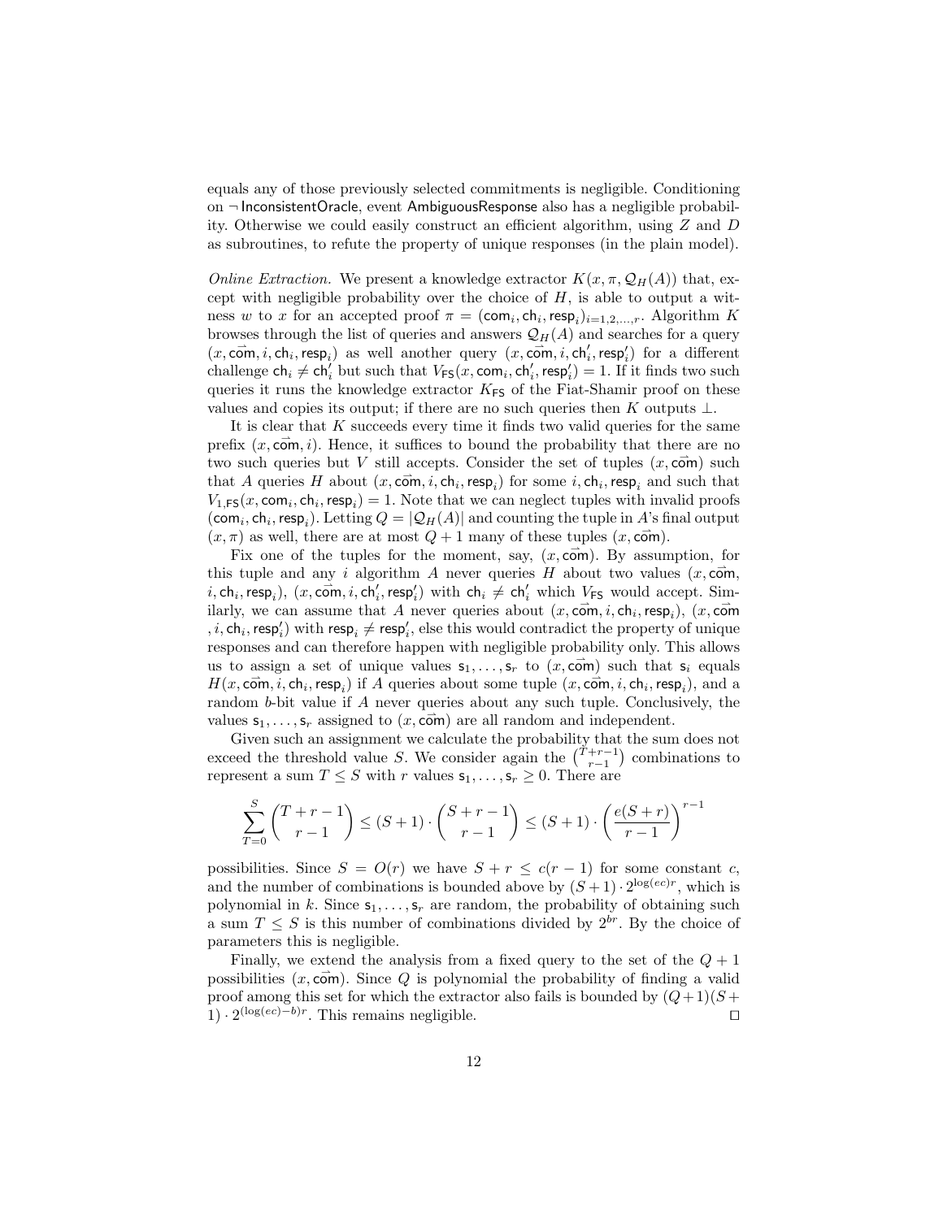equals any of those previously selected commitments is negligible. Conditioning on $\neg$ $\mathsf{InconsistentOracle}$, event $\mathsf{AmbiguousResponse}$ also has a negligible probability. Otherwise we could easily construct an efficient algorithm, using $Z$ and $D$ as subroutines, to refute the property of unique responses (in the plain model).

*Online Extraction.* We present a knowledge extractor $K(x, \pi, \mathcal{Q}_H(A))$ that, except with negligible probability over the choice of $H$, is able to output a witness $w$ to $x$ for an accepted proof $\pi = (\mathsf{com}_i, \mathsf{ch}_i, \mathsf{resp}_i)_{i=1,2,\ldots,r}$. Algorithm $K$ browses through the list of queries and answers $\mathcal{Q}_H(A)$ and searches for a query $(x, \vec{\mathsf{com}}, i, \mathsf{ch}_i, \mathsf{resp}_i)$ as well another query $(x, \vec{\mathsf{com}}, i, \mathsf{ch}'_i, \mathsf{resp}'_i)$ for a different challenge $\mathsf{ch}_i \neq \mathsf{ch}'_i$ but such that $V_{\mathsf{FS}}(x, \mathsf{com}_i, \mathsf{ch}'_i, \mathsf{resp}'_i) = 1$. If it finds two such queries it runs the knowledge extractor $K_{\mathsf{FS}}$ of the Fiat-Shamir proof on these values and copies its output; if there are no such queries then $K$ outputs $\perp$.

It is clear that $K$ succeeds every time it finds two valid queries for the same prefix $(x, \vec{\mathsf{com}}, i)$. Hence, it suffices to bound the probability that there are no two such queries but $V$ still accepts. Consider the set of tuples $(x, \vec{\mathsf{com}})$ such that $A$ queries $H$ about $(x, \vec{\mathsf{com}}, i, \mathsf{ch}_i, \mathsf{resp}_i)$ for some $i, \mathsf{ch}_i, \mathsf{resp}_i$ and such that $V_{1,\mathsf{FS}}(x, \mathsf{com}_i, \mathsf{ch}_i, \mathsf{resp}_i) = 1$. Note that we can neglect tuples with invalid proofs $(\mathsf{com}_i, \mathsf{ch}_i, \mathsf{resp}_i)$. Letting $Q = |\mathcal{Q}_H(A)|$ and counting the tuple in $A$'s final output $(x, \pi)$ as well, there are at most $Q + 1$ many of these tuples $(x, \vec{\mathsf{com}})$.

Fix one of the tuples for the moment, say, $(x, \vec{\mathsf{com}})$. By assumption, for this tuple and any $i$ algorithm $A$ never queries $H$ about two values $(x, \vec{\mathsf{com}}, i, \mathsf{ch}_i, \mathsf{resp}_i)$, $(x, \vec{\mathsf{com}}, i, \mathsf{ch}'_i, \mathsf{resp}'_i)$ with $\mathsf{ch}_i \neq \mathsf{ch}'_i$ which $V_{\mathsf{FS}}$ would accept. Similarly, we can assume that $A$ never queries about $(x, \vec{\mathsf{com}}, i, \mathsf{ch}_i, \mathsf{resp}_i)$, $(x, \vec{\mathsf{com}}, i, \mathsf{ch}_i, \mathsf{resp}'_i)$ with $\mathsf{resp}_i \neq \mathsf{resp}'_i$, else this would contradict the property of unique responses and can therefore happen with negligible probability only. This allows us to assign a set of unique values $\mathsf{s}_1, \ldots, \mathsf{s}_r$ to $(x, \vec{\mathsf{com}})$ such that $\mathsf{s}_i$ equals $H(x, \vec{\mathsf{com}}, i, \mathsf{ch}_i, \mathsf{resp}_i)$ if $A$ queries about some tuple $(x, \vec{\mathsf{com}}, i, \mathsf{ch}_i, \mathsf{resp}_i)$, and a random $b$-bit value if $A$ never queries about any such tuple. Conclusively, the values $\mathsf{s}_1, \ldots, \mathsf{s}_r$ assigned to $(x, \vec{\mathsf{com}})$ are all random and independent.

Given such an assignment we calculate the probability that the sum does not exceed the threshold value $S$. We consider again the $\binom{T+r-1}{r-1}$ combinations to represent a sum $T \leq S$ with $r$ values $\mathsf{s}_1, \ldots, \mathsf{s}_r \geq 0$. There are

$$\sum_{T=0}^{S} \binom{T+r-1}{r-1} \leq (S+1) \cdot \binom{S+r-1}{r-1} \leq (S+1) \cdot \left(\frac{e(S+r)}{r-1}\right)^{r-1}$$

possibilities. Since $S = O(r)$ we have $S + r \leq c(r-1)$ for some constant $c$, and the number of combinations is bounded above by $(S+1) \cdot 2^{\log(ec)r}$, which is polynomial in $k$. Since $\mathsf{s}_1, \ldots, \mathsf{s}_r$ are random, the probability of obtaining such a sum $T \leq S$ is this number of combinations divided by $2^{br}$. By the choice of parameters this is negligible.

Finally, we extend the analysis from a fixed query to the set of the $Q+1$ possibilities $(x, \vec{\mathsf{com}})$. Since $Q$ is polynomial the probability of finding a valid proof among this set for which the extractor also fails is bounded by $(Q+1)(S+1) \cdot 2^{(\log(ec)-b)r}$. This remains negligible. $\square$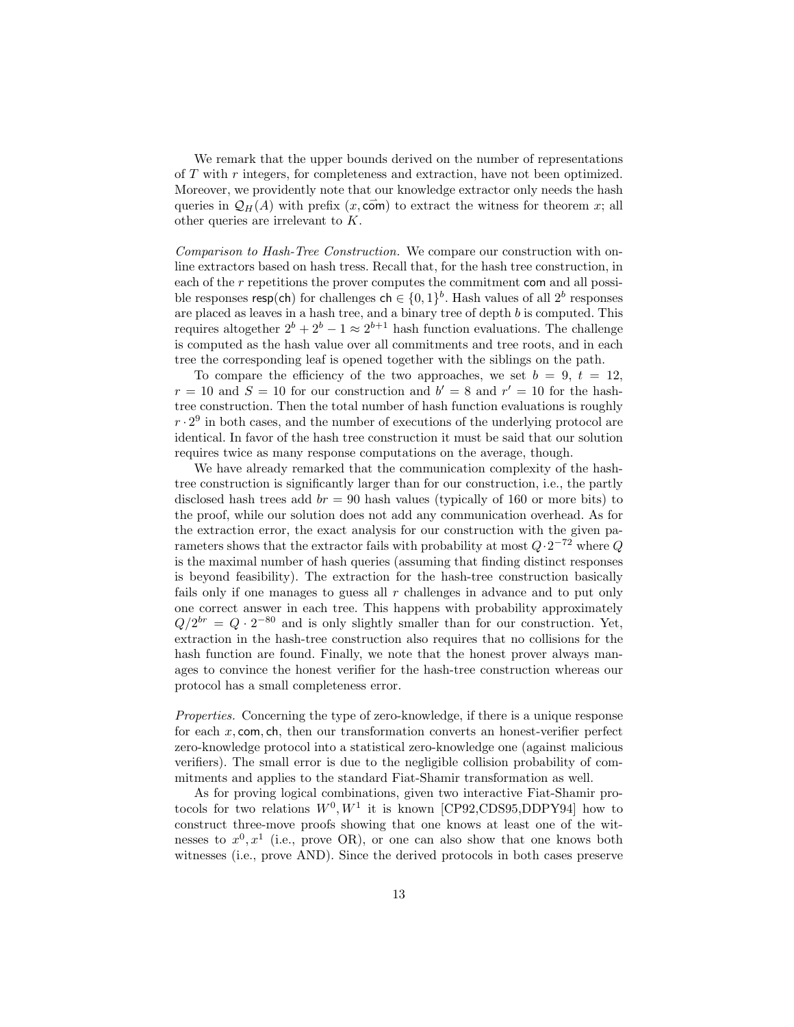We remark that the upper bounds derived on the number of representations of $T$ with $r$ integers, for completeness and extraction, have not been optimized. Moreover, we providently note that our knowledge extractor only needs the hash queries in $\mathcal{Q}_H(A)$ with prefix $(x, \vec{\mathsf{com}})$ to extract the witness for theorem $x$; all other queries are irrelevant to $K$.

*Comparison to Hash-Tree Construction.* We compare our construction with online extractors based on hash tress. Recall that, for the hash tree construction, in each of the $r$ repetitions the prover computes the commitment $\mathsf{com}$ and all possible responses $\mathsf{resp}(\mathsf{ch})$ for challenges $\mathsf{ch} \in \{0,1\}^b$. Hash values of all $2^b$ responses are placed as leaves in a hash tree, and a binary tree of depth $b$ is computed. This requires altogether $2^b + 2^b - 1 \approx 2^{b+1}$ hash function evaluations. The challenge is computed as the hash value over all commitments and tree roots, and in each tree the corresponding leaf is opened together with the siblings on the path.

To compare the efficiency of the two approaches, we set $b = 9$, $t = 12$, $r = 10$ and $S = 10$ for our construction and $b' = 8$ and $r' = 10$ for the hash-tree construction. Then the total number of hash function evaluations is roughly $r \cdot 2^9$ in both cases, and the number of executions of the underlying protocol are identical. In favor of the hash tree construction it must be said that our solution requires twice as many response computations on the average, though.

We have already remarked that the communication complexity of the hash-tree construction is significantly larger than for our construction, i.e., the partly disclosed hash trees add $br = 90$ hash values (typically of 160 or more bits) to the proof, while our solution does not add any communication overhead. As for the extraction error, the exact analysis for our construction with the given parameters shows that the extractor fails with probability at most $Q \cdot 2^{-72}$ where $Q$ is the maximal number of hash queries (assuming that finding distinct responses is beyond feasibility). The extraction for the hash-tree construction basically fails only if one manages to guess all $r$ challenges in advance and to put only one correct answer in each tree. This happens with probability approximately $Q/2^{br} = Q \cdot 2^{-80}$ and is only slightly smaller than for our construction. Yet, extraction in the hash-tree construction also requires that no collisions for the hash function are found. Finally, we note that the honest prover always manages to convince the honest verifier for the hash-tree construction whereas our protocol has a small completeness error.

*Properties.* Concerning the type of zero-knowledge, if there is a unique response for each $x, \mathsf{com}, \mathsf{ch}$, then our transformation converts an honest-verifier perfect zero-knowledge protocol into a statistical zero-knowledge one (against malicious verifiers). The small error is due to the negligible collision probability of commitments and applies to the standard Fiat-Shamir transformation as well.

As for proving logical combinations, given two interactive Fiat-Shamir protocols for two relations $W^0, W^1$ it is known [CP92,CDS95,DDPY94] how to construct three-move proofs showing that one knows at least one of the witnesses to $x^0, x^1$ (i.e., prove OR), or one can also show that one knows both witnesses (i.e., prove AND). Since the derived protocols in both cases preserve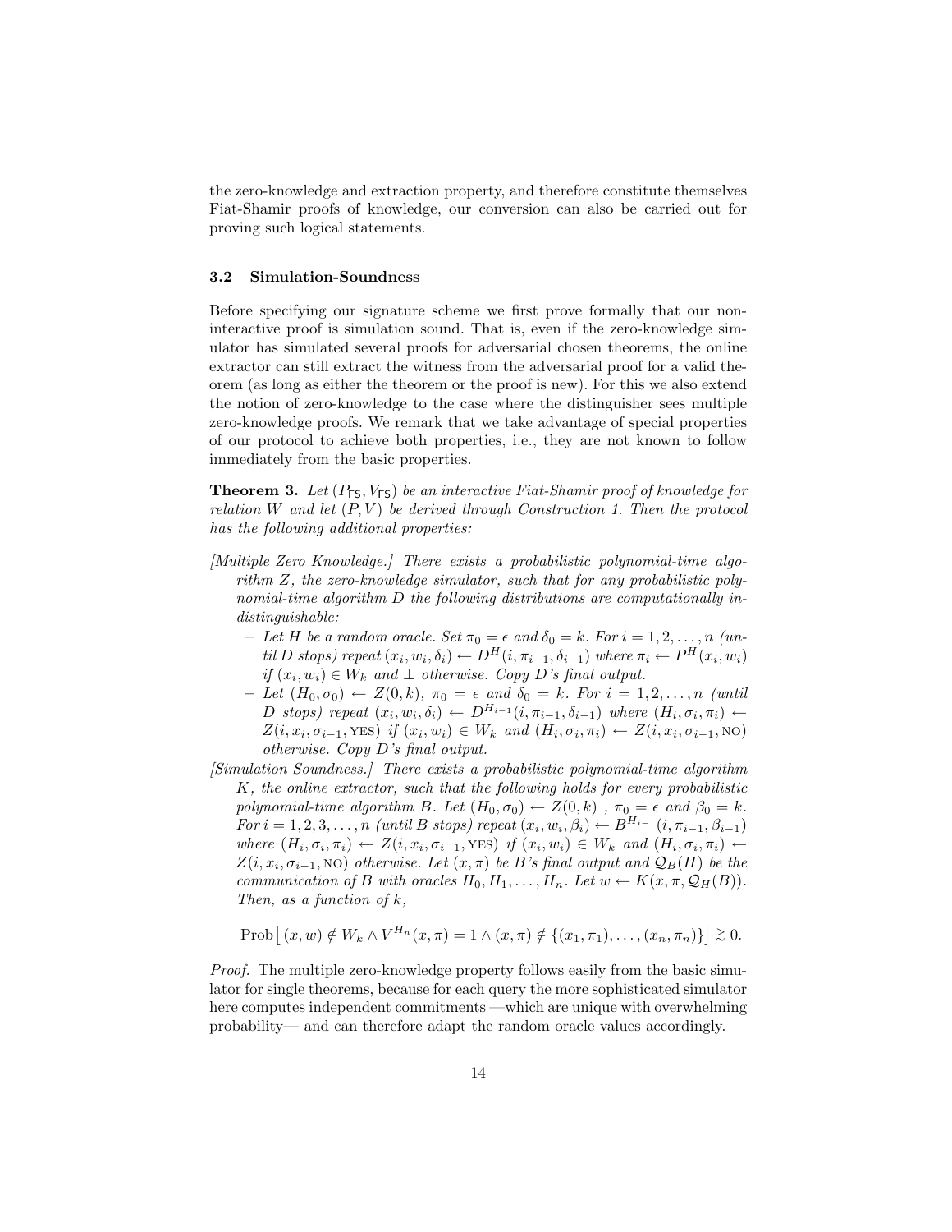the zero-knowledge and extraction property, and therefore constitute themselves Fiat-Shamir proofs of knowledge, our conversion can also be carried out for proving such logical statements.

### 3.2 Simulation-Soundness

Before specifying our signature scheme we first prove formally that our non-interactive proof is simulation sound. That is, even if the zero-knowledge simulator has simulated several proofs for adversarial chosen theorems, the online extractor can still extract the witness from the adversarial proof for a valid theorem (as long as either the theorem or the proof is new). For this we also extend the notion of zero-knowledge to the case where the distinguisher sees multiple zero-knowledge proofs. We remark that we take advantage of special properties of our protocol to achieve both properties, i.e., they are not known to follow immediately from the basic properties.

**Theorem 3.** *Let $(P_{\mathsf{FS}}, V_{\mathsf{FS}})$ be an interactive Fiat-Shamir proof of knowledge for relation $W$ and let $(P, V)$ be derived through Construction 1. Then the protocol has the following additional properties:*

*[Multiple Zero Knowledge.] There exists a probabilistic polynomial-time algorithm $Z$, the zero-knowledge simulator, such that for any probabilistic polynomial-time algorithm $D$ the following distributions are computationally indistinguishable:*

- *Let $H$ be a random oracle. Set $\pi_0 = \epsilon$ and $\delta_0 = k$. For $i = 1, 2, \ldots, n$ (until $D$ stops) repeat $(x_i, w_i, \delta_i) \leftarrow D^H(i, \pi_{i-1}, \delta_{i-1})$ where $\pi_i \leftarrow P^H(x_i, w_i)$ if $(x_i, w_i) \in W_k$ and $\perp$ otherwise. Copy $D$'s final output.*
- *Let $(H_0, \sigma_0) \leftarrow Z(0, k)$, $\pi_0 = \epsilon$ and $\delta_0 = k$. For $i = 1, 2, \ldots, n$ (until $D$ stops) repeat $(x_i, w_i, \delta_i) \leftarrow D^{H_{i-1}}(i, \pi_{i-1}, \delta_{i-1})$ where $(H_i, \sigma_i, \pi_i) \leftarrow Z(i, x_i, \sigma_{i-1}, \text{YES})$ if $(x_i, w_i) \in W_k$ and $(H_i, \sigma_i, \pi_i) \leftarrow Z(i, x_i, \sigma_{i-1}, \text{NO})$ otherwise. Copy $D$'s final output.*

*[Simulation Soundness.] There exists a probabilistic polynomial-time algorithm $K$, the online extractor, such that the following holds for every probabilistic polynomial-time algorithm $B$. Let $(H_0, \sigma_0) \leftarrow Z(0, k)$ , $\pi_0 = \epsilon$ and $\beta_0 = k$. For $i = 1, 2, 3, \ldots, n$ (until $B$ stops) repeat $(x_i, w_i, \beta_i) \leftarrow B^{H_{i-1}}(i, \pi_{i-1}, \beta_{i-1})$ where $(H_i, \sigma_i, \pi_i) \leftarrow Z(i, x_i, \sigma_{i-1}, \text{YES})$ if $(x_i, w_i) \in W_k$ and $(H_i, \sigma_i, \pi_i) \leftarrow Z(i, x_i, \sigma_{i-1}, \text{NO})$ otherwise. Let $(x, \pi)$ be $B$'s final output and $\mathcal{Q}_B(H)$ be the communication of $B$ with oracles $H_0, H_1, \ldots, H_n$. Let $w \leftarrow K(x, \pi, \mathcal{Q}_H(B))$. Then, as a function of $k$,*

$$\mathrm{Prob}\big[\,(x, w) \notin W_k \wedge V^{H_n}(x, \pi) = 1 \wedge (x, \pi) \notin \{(x_1, \pi_1), \ldots, (x_n, \pi_n)\}\big] \gtrsim 0.$$

*Proof.* The multiple zero-knowledge property follows easily from the basic simulator for single theorems, because for each query the more sophisticated simulator here computes independent commitments —which are unique with overwhelming probability— and can therefore adapt the random oracle values accordingly.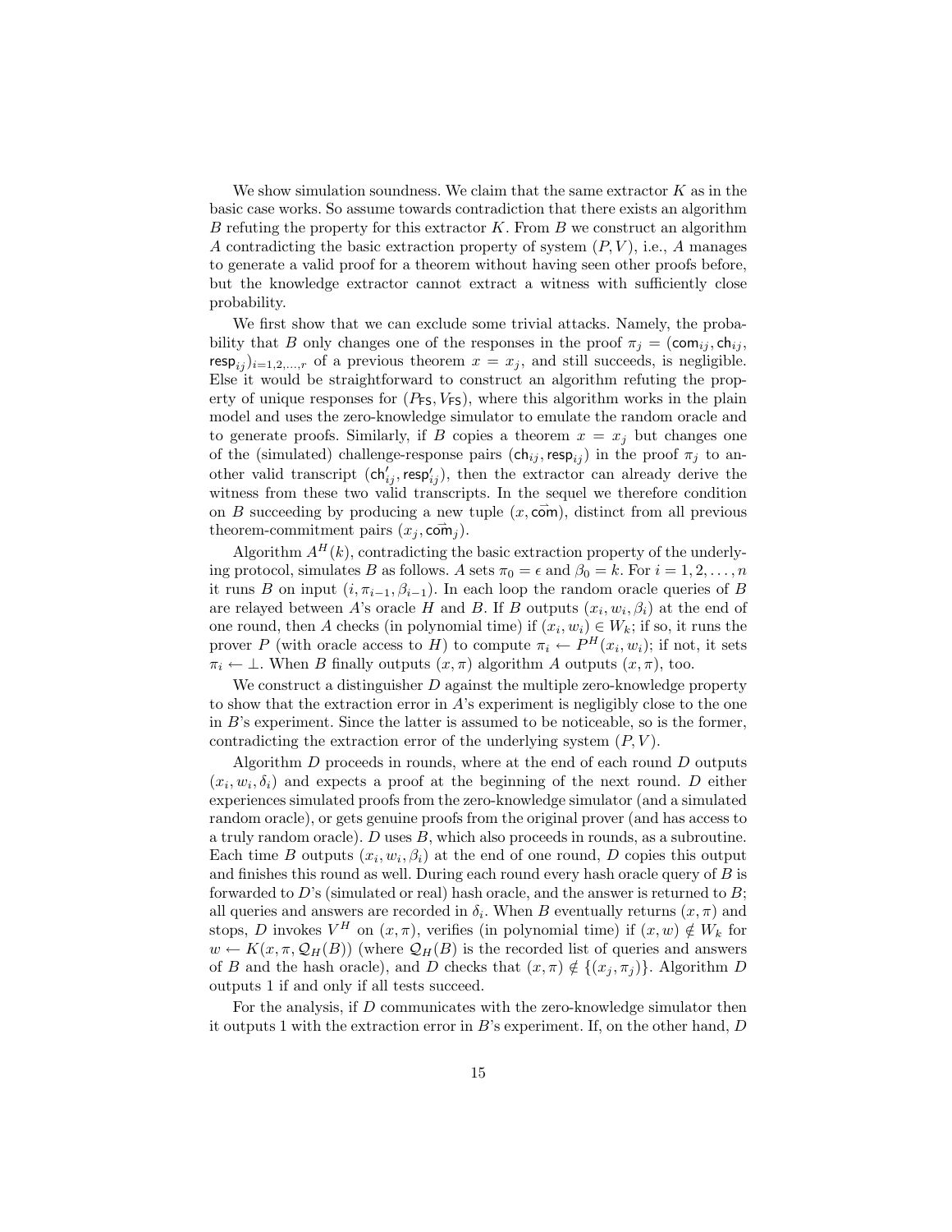We show simulation soundness. We claim that the same extractor $K$ as in the basic case works. So assume towards contradiction that there exists an algorithm $B$ refuting the property for this extractor $K$. From $B$ we construct an algorithm $A$ contradicting the basic extraction property of system $(P, V)$, i.e., $A$ manages to generate a valid proof for a theorem without having seen other proofs before, but the knowledge extractor cannot extract a witness with sufficiently close probability.

We first show that we can exclude some trivial attacks. Namely, the probability that $B$ only changes one of the responses in the proof $\pi_j = (\mathsf{com}_{ij}, \mathsf{ch}_{ij}, \mathsf{resp}_{ij})_{i=1,2,\dots,r}$ of a previous theorem $x = x_j$, and still succeeds, is negligible. Else it would be straightforward to construct an algorithm refuting the property of unique responses for $(P_{\mathsf{FS}}, V_{\mathsf{FS}})$, where this algorithm works in the plain model and uses the zero-knowledge simulator to emulate the random oracle and to generate proofs. Similarly, if $B$ copies a theorem $x = x_j$ but changes one of the (simulated) challenge-response pairs $(\mathsf{ch}_{ij}, \mathsf{resp}_{ij})$ in the proof $\pi_j$ to another valid transcript $(\mathsf{ch}'_{ij}, \mathsf{resp}'_{ij})$, then the extractor can already derive the witness from these two valid transcripts. In the sequel we therefore condition on $B$ succeeding by producing a new tuple $(x, \vec{\mathsf{com}})$, distinct from all previous theorem-commitment pairs $(x_j, \vec{\mathsf{com}}_j)$.

Algorithm $A^H(k)$, contradicting the basic extraction property of the underlying protocol, simulates $B$ as follows. $A$ sets $\pi_0 = \epsilon$ and $\beta_0 = k$. For $i = 1, 2, \dots, n$ it runs $B$ on input $(i, \pi_{i-1}, \beta_{i-1})$. In each loop the random oracle queries of $B$ are relayed between $A$'s oracle $H$ and $B$. If $B$ outputs $(x_i, w_i, \beta_i)$ at the end of one round, then $A$ checks (in polynomial time) if $(x_i, w_i) \in W_k$; if so, it runs the prover $P$ (with oracle access to $H$) to compute $\pi_i \leftarrow P^H(x_i, w_i)$; if not, it sets $\pi_i \leftarrow \bot$. When $B$ finally outputs $(x, \pi)$ algorithm $A$ outputs $(x, \pi)$, too.

We construct a distinguisher $D$ against the multiple zero-knowledge property to show that the extraction error in $A$'s experiment is negligibly close to the one in $B$'s experiment. Since the latter is assumed to be noticeable, so is the former, contradicting the extraction error of the underlying system $(P, V)$.

Algorithm $D$ proceeds in rounds, where at the end of each round $D$ outputs $(x_i, w_i, \delta_i)$ and expects a proof at the beginning of the next round. $D$ either experiences simulated proofs from the zero-knowledge simulator (and a simulated random oracle), or gets genuine proofs from the original prover (and has access to a truly random oracle). $D$ uses $B$, which also proceeds in rounds, as a subroutine. Each time $B$ outputs $(x_i, w_i, \beta_i)$ at the end of one round, $D$ copies this output and finishes this round as well. During each round every hash oracle query of $B$ is forwarded to $D$'s (simulated or real) hash oracle, and the answer is returned to $B$; all queries and answers are recorded in $\delta_i$. When $B$ eventually returns $(x, \pi)$ and stops, $D$ invokes $V^H$ on $(x, \pi)$, verifies (in polynomial time) if $(x, w) \notin W_k$ for $w \leftarrow K(x, \pi, \mathcal{Q}_H(B))$ (where $\mathcal{Q}_H(B)$ is the recorded list of queries and answers of $B$ and the hash oracle), and $D$ checks that $(x, \pi) \notin \{(x_j, \pi_j)\}$. Algorithm $D$ outputs 1 if and only if all tests succeed.

For the analysis, if $D$ communicates with the zero-knowledge simulator then it outputs 1 with the extraction error in $B$'s experiment. If, on the other hand, $D$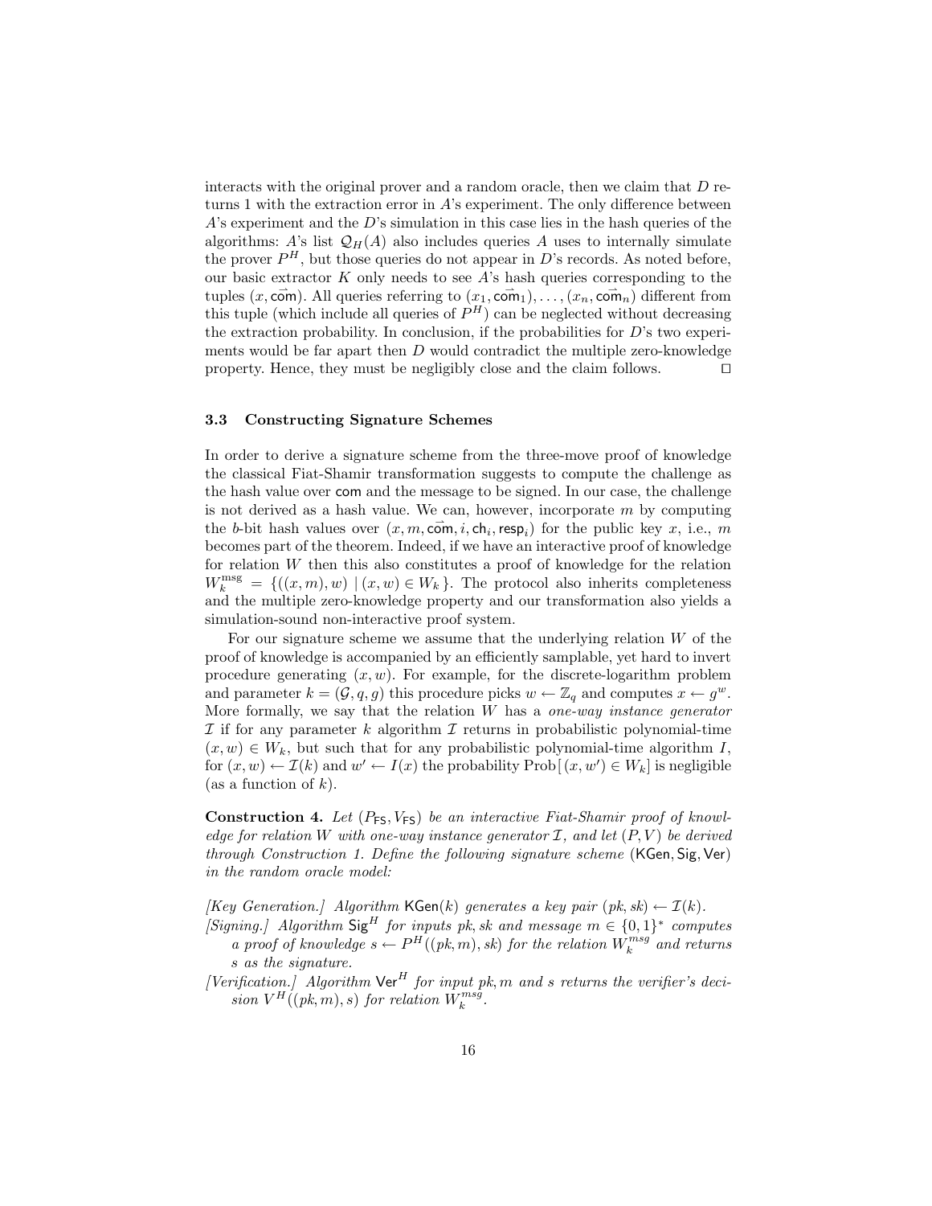interacts with the original prover and a random oracle, then we claim that $D$ returns 1 with the extraction error in $A$'s experiment. The only difference between $A$'s experiment and the $D$'s simulation in this case lies in the hash queries of the algorithms: $A$'s list $\mathcal{Q}_H(A)$ also includes queries $A$ uses to internally simulate the prover $P^H$, but those queries do not appear in $D$'s records. As noted before, our basic extractor $K$ only needs to see $A$'s hash queries corresponding to the tuples $(x, \vec{\mathsf{com}})$. All queries referring to $(x_1, \vec{\mathsf{com}}_1), \ldots, (x_n, \vec{\mathsf{com}}_n)$ different from this tuple (which include all queries of $P^H$) can be neglected without decreasing the extraction probability. In conclusion, if the probabilities for $D$'s two experiments would be far apart then $D$ would contradict the multiple zero-knowledge property. Hence, they must be negligibly close and the claim follows. □

### 3.3 Constructing Signature Schemes

In order to derive a signature scheme from the three-move proof of knowledge the classical Fiat-Shamir transformation suggests to compute the challenge as the hash value over $\mathsf{com}$ and the message to be signed. In our case, the challenge is not derived as a hash value. We can, however, incorporate $m$ by computing the $b$-bit hash values over $(x, m, \vec{\mathsf{com}}, i, \mathsf{ch}_i, \mathsf{resp}_i)$ for the public key $x$, i.e., $m$ becomes part of the theorem. Indeed, if we have an interactive proof of knowledge for relation $W$ then this also constitutes a proof of knowledge for the relation $W_k^{\text{msg}} = \{((x, m), w) \mid (x, w) \in W_k\}$. The protocol also inherits completeness and the multiple zero-knowledge property and our transformation also yields a simulation-sound non-interactive proof system.

For our signature scheme we assume that the underlying relation $W$ of the proof of knowledge is accompanied by an efficiently samplable, yet hard to invert procedure generating $(x, w)$. For example, for the discrete-logarithm problem and parameter $k = (\mathcal{G}, q, g)$ this procedure picks $w \leftarrow \mathbb{Z}_q$ and computes $x \leftarrow g^w$. More formally, we say that the relation $W$ has a *one-way instance generator* $\mathcal{I}$ if for any parameter $k$ algorithm $\mathcal{I}$ returns in probabilistic polynomial-time $(x, w) \in W_k$, but such that for any probabilistic polynomial-time algorithm $I$, for $(x, w) \leftarrow \mathcal{I}(k)$ and $w' \leftarrow I(x)$ the probability $\text{Prob}[(x, w') \in W_k]$ is negligible (as a function of $k$).

**Construction 4.** *Let $(P_{\mathsf{FS}}, V_{\mathsf{FS}})$ be an interactive Fiat-Shamir proof of knowledge for relation $W$ with one-way instance generator $\mathcal{I}$, and let $(P, V)$ be derived through Construction 1. Define the following signature scheme $(\mathsf{KGen}, \mathsf{Sig}, \mathsf{Ver})$ in the random oracle model:*

*[Key Generation.] Algorithm $\mathsf{KGen}(k)$ generates a key pair $(pk, sk) \leftarrow \mathcal{I}(k)$.*

*[Signing.] Algorithm $\mathsf{Sig}^H$ for inputs $pk, sk$ and message $m \in \{0,1\}^*$ computes a proof of knowledge $s \leftarrow P^H((pk, m), sk)$ for the relation $W_k^{msg}$ and returns $s$ as the signature.*

*[Verification.] Algorithm $\mathsf{Ver}^H$ for input $pk, m$ and $s$ returns the verifier's decision $V^H((pk, m), s)$ for relation $W_k^{msg}$.*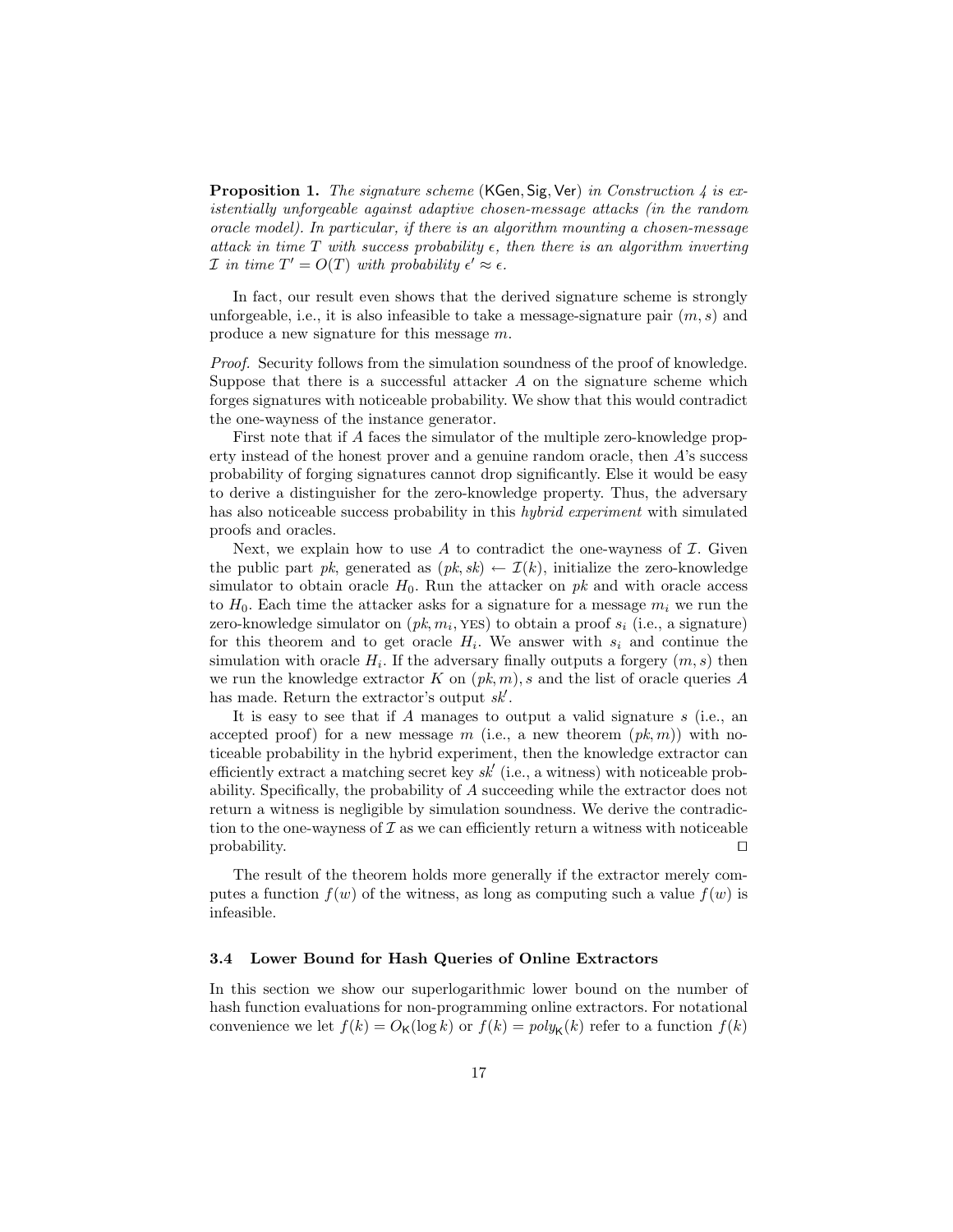**Proposition 1.** *The signature scheme* (KGen, Sig, Ver) *in Construction 4 is existentially unforgeable against adaptive chosen-message attacks (in the random oracle model). In particular, if there is an algorithm mounting a chosen-message attack in time $T$ with success probability $\epsilon$, then there is an algorithm inverting $\mathcal{I}$ in time $T' = O(T)$ with probability $\epsilon' \approx \epsilon$.*

In fact, our result even shows that the derived signature scheme is strongly unforgeable, i.e., it is also infeasible to take a message-signature pair $(m, s)$ and produce a new signature for this message $m$.

*Proof.* Security follows from the simulation soundness of the proof of knowledge. Suppose that there is a successful attacker $A$ on the signature scheme which forges signatures with noticeable probability. We show that this would contradict the one-wayness of the instance generator.

First note that if $A$ faces the simulator of the multiple zero-knowledge property instead of the honest prover and a genuine random oracle, then $A$'s success probability of forging signatures cannot drop significantly. Else it would be easy to derive a distinguisher for the zero-knowledge property. Thus, the adversary has also noticeable success probability in this *hybrid experiment* with simulated proofs and oracles.

Next, we explain how to use $A$ to contradict the one-wayness of $\mathcal{I}$. Given the public part $pk$, generated as $(pk, sk) \leftarrow \mathcal{I}(k)$, initialize the zero-knowledge simulator to obtain oracle $H_0$. Run the attacker on $pk$ and with oracle access to $H_0$. Each time the attacker asks for a signature for a message $m_i$ we run the zero-knowledge simulator on $(pk, m_i, \text{YES})$ to obtain a proof $s_i$ (i.e., a signature) for this theorem and to get oracle $H_i$. We answer with $s_i$ and continue the simulation with oracle $H_i$. If the adversary finally outputs a forgery $(m, s)$ then we run the knowledge extractor $K$ on $(pk, m), s$ and the list of oracle queries $A$ has made. Return the extractor's output $sk'$.

It is easy to see that if $A$ manages to output a valid signature $s$ (i.e., an accepted proof) for a new message $m$ (i.e., a new theorem $(pk, m)$) with noticeable probability in the hybrid experiment, then the knowledge extractor can efficiently extract a matching secret key $sk'$ (i.e., a witness) with noticeable probability. Specifically, the probability of $A$ succeeding while the extractor does not return a witness is negligible by simulation soundness. We derive the contradiction to the one-wayness of $\mathcal{I}$ as we can efficiently return a witness with noticeable probability. □

The result of the theorem holds more generally if the extractor merely computes a function $f(w)$ of the witness, as long as computing such a value $f(w)$ is infeasible.

### 3.4 Lower Bound for Hash Queries of Online Extractors

In this section we show our superlogarithmic lower bound on the number of hash function evaluations for non-programming online extractors. For notational convenience we let $f(k) = O_{\mathsf{K}}(\log k)$ or $f(k) = poly_{\mathsf{K}}(k)$ refer to a function $f(k)$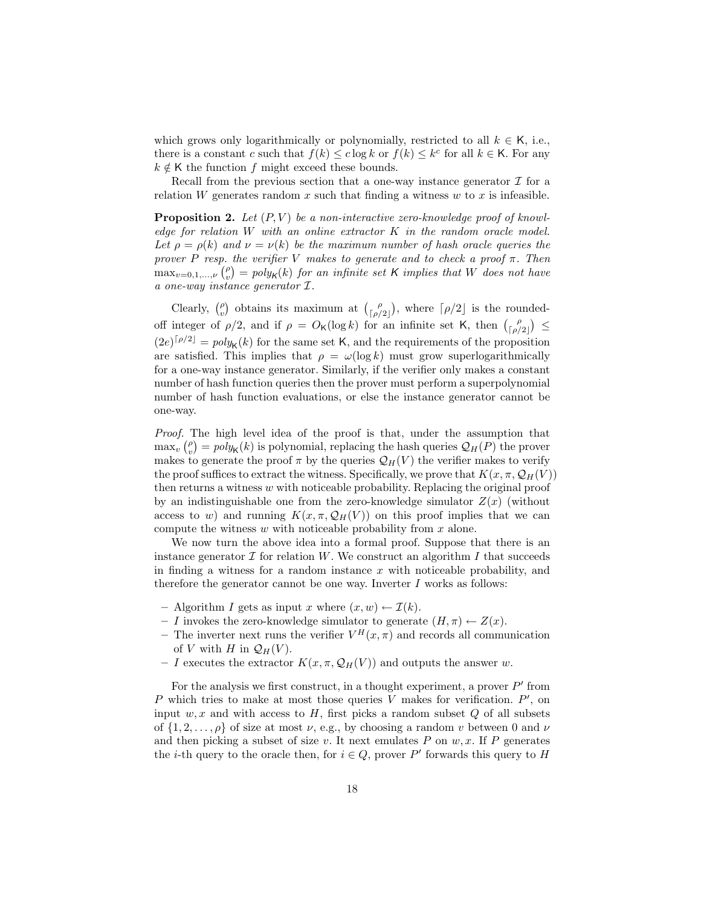which grows only logarithmically or polynomially, restricted to all $k \in \mathsf{K}$, i.e., there is a constant $c$ such that $f(k) \leq c \log k$ or $f(k) \leq k^c$ for all $k \in \mathsf{K}$. For any $k \notin \mathsf{K}$ the function $f$ might exceed these bounds.

Recall from the previous section that a one-way instance generator $\mathcal{I}$ for a relation $W$ generates random $x$ such that finding a witness $w$ to $x$ is infeasible.

**Proposition 2.** *Let $(P, V)$ be a non-interactive zero-knowledge proof of knowledge for relation $W$ with an online extractor $K$ in the random oracle model. Let $\rho = \rho(k)$ and $\nu = \nu(k)$ be the maximum number of hash oracle queries the prover $P$ resp. the verifier $V$ makes to generate and to check a proof $\pi$. Then $\max_{v=0,1,\ldots,\nu} \binom{\rho}{v} = poly_{\mathsf{K}}(k)$ for an infinite set $\mathsf{K}$ implies that $W$ does not have a one-way instance generator $\mathcal{I}$.*

Clearly, $\binom{\rho}{v}$ obtains its maximum at $\binom{\rho}{\lceil \rho/2 \rfloor}$, where $\lceil \rho/2 \rfloor$ is the rounded-off integer of $\rho/2$, and if $\rho = O_{\mathsf{K}}(\log k)$ for an infinite set $\mathsf{K}$, then $\binom{\rho}{\lceil \rho/2 \rfloor} \leq (2e)^{\lceil \rho/2 \rfloor} = poly_{\mathsf{K}}(k)$ for the same set $\mathsf{K}$, and the requirements of the proposition are satisfied. This implies that $\rho = \omega(\log k)$ must grow superlogarithmically for a one-way instance generator. Similarly, if the verifier only makes a constant number of hash function queries then the prover must perform a superpolynomial number of hash function evaluations, or else the instance generator cannot be one-way.

*Proof.* The high level idea of the proof is that, under the assumption that $\max_v \binom{\rho}{v} = poly_{\mathsf{K}}(k)$ is polynomial, replacing the hash queries $\mathcal{Q}_H(P)$ the prover makes to generate the proof $\pi$ by the queries $\mathcal{Q}_H(V)$ the verifier makes to verify the proof suffices to extract the witness. Specifically, we prove that $K(x, \pi, \mathcal{Q}_H(V))$ then returns a witness $w$ with noticeable probability. Replacing the original proof by an indistinguishable one from the zero-knowledge simulator $Z(x)$ (without access to $w$) and running $K(x, \pi, \mathcal{Q}_H(V))$ on this proof implies that we can compute the witness $w$ with noticeable probability from $x$ alone.

We now turn the above idea into a formal proof. Suppose that there is an instance generator $\mathcal{I}$ for relation $W$. We construct an algorithm $I$ that succeeds in finding a witness for a random instance $x$ with noticeable probability, and therefore the generator cannot be one way. Inverter $I$ works as follows:

- Algorithm $I$ gets as input $x$ where $(x, w) \leftarrow \mathcal{I}(k)$.
- $I$ invokes the zero-knowledge simulator to generate $(H, \pi) \leftarrow Z(x)$.
- The inverter next runs the verifier $V^H(x, \pi)$ and records all communication of $V$ with $H$ in $\mathcal{Q}_H(V)$.
- $I$ executes the extractor $K(x, \pi, \mathcal{Q}_H(V))$ and outputs the answer $w$.

For the analysis we first construct, in a thought experiment, a prover $P'$ from $P$ which tries to make at most those queries $V$ makes for verification. $P'$, on input $w, x$ and with access to $H$, first picks a random subset $Q$ of all subsets of $\{1, 2, \ldots, \rho\}$ of size at most $\nu$, e.g., by choosing a random $v$ between 0 and $\nu$ and then picking a subset of size $v$. It next emulates $P$ on $w, x$. If $P$ generates the $i$-th query to the oracle then, for $i \in Q$, prover $P'$ forwards this query to $H$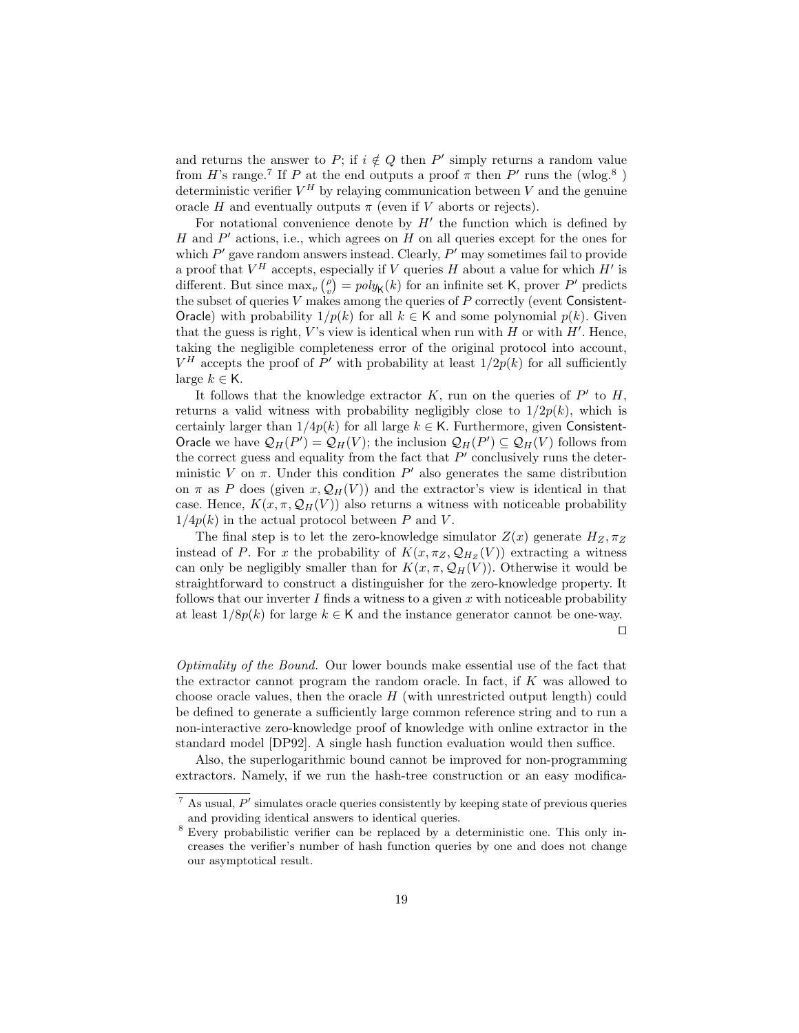and returns the answer to $P$; if $i \notin Q$ then $P'$ simply returns a random value from $H$'s range.[7] If $P$ at the end outputs a proof $\pi$ then $P'$ runs the (wlog.[8] ) deterministic verifier $V^H$ by relaying communication between $V$ and the genuine oracle $H$ and eventually outputs $\pi$ (even if $V$ aborts or rejects).

For notational convenience denote by $H'$ the function which is defined by $H$ and $P'$ actions, i.e., which agrees on $H$ on all queries except for the ones for which $P'$ gave random answers instead. Clearly, $P'$ may sometimes fail to provide a proof that $V^H$ accepts, especially if $V$ queries $H$ about a value for which $H'$ is different. But since $\max_v \binom{\rho}{v} = poly_{\mathsf{K}}(k)$ for an infinite set $\mathsf{K}$, prover $P'$ predicts the subset of queries $V$ makes among the queries of $P$ correctly (event Consistent-Oracle) with probability $1/p(k)$ for all $k \in \mathsf{K}$ and some polynomial $p(k)$. Given that the guess is right, $V$'s view is identical when run with $H$ or with $H'$. Hence, taking the negligible completeness error of the original protocol into account, $V^H$ accepts the proof of $P'$ with probability at least $1/2p(k)$ for all sufficiently large $k \in \mathsf{K}$.

It follows that the knowledge extractor $K$, run on the queries of $P'$ to $H$, returns a valid witness with probability negligibly close to $1/2p(k)$, which is certainly larger than $1/4p(k)$ for all large $k \in \mathsf{K}$. Furthermore, given Consistent-Oracle we have $\mathcal{Q}_H(P') = \mathcal{Q}_H(V)$; the inclusion $\mathcal{Q}_H(P') \subseteq \mathcal{Q}_H(V)$ follows from the correct guess and equality from the fact that $P'$ conclusively runs the deterministic $V$ on $\pi$. Under this condition $P'$ also generates the same distribution on $\pi$ as $P$ does (given $x, \mathcal{Q}_H(V)$) and the extractor's view is identical in that case. Hence, $K(x, \pi, \mathcal{Q}_H(V))$ also returns a witness with noticeable probability $1/4p(k)$ in the actual protocol between $P$ and $V$.

The final step is to let the zero-knowledge simulator $Z(x)$ generate $H_Z, \pi_Z$ instead of $P$. For $x$ the probability of $K(x, \pi_Z, \mathcal{Q}_{H_Z}(V))$ extracting a witness can only be negligibly smaller than for $K(x, \pi, \mathcal{Q}_H(V))$. Otherwise it would be straightforward to construct a distinguisher for the zero-knowledge property. It follows that our inverter $I$ finds a witness to a given $x$ with noticeable probability at least $1/8p(k)$ for large $k \in \mathsf{K}$ and the instance generator cannot be one-way. ☐

*Optimality of the Bound.* Our lower bounds make essential use of the fact that the extractor cannot program the random oracle. In fact, if $K$ was allowed to choose oracle values, then the oracle $H$ (with unrestricted output length) could be defined to generate a sufficiently large common reference string and to run a non-interactive zero-knowledge proof of knowledge with online extractor in the standard model [DP92]. A single hash function evaluation would then suffice.

Also, the superlogarithmic bound cannot be improved for non-programming extractors. Namely, if we run the hash-tree construction or an easy modifica-

---

[7] As usual, $P'$ simulates oracle queries consistently by keeping state of previous queries and providing identical answers to identical queries.

[8] Every probabilistic verifier can be replaced by a deterministic one. This only increases the verifier's number of hash function queries by one and does not change our asymptotical result.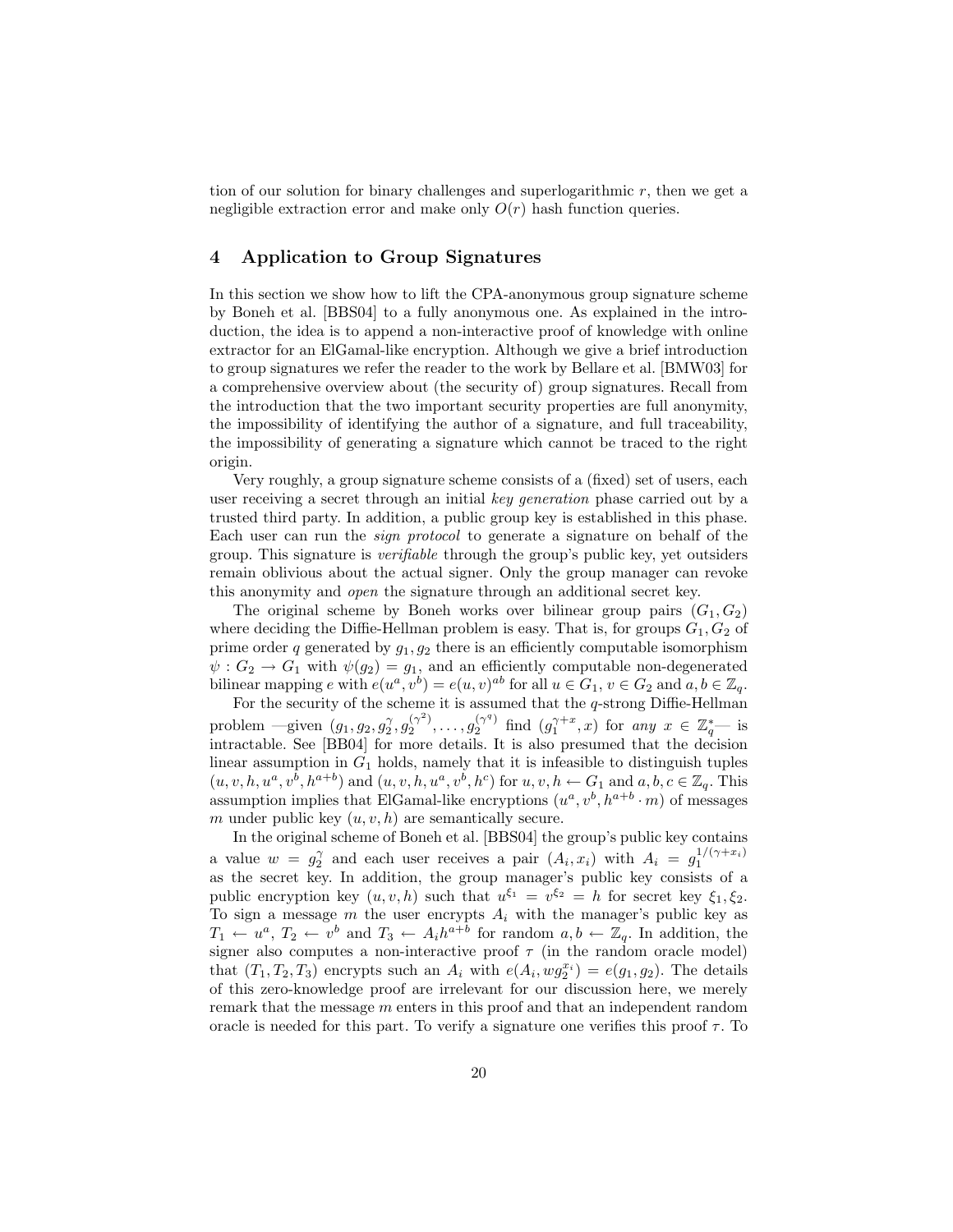tion of our solution for binary challenges and superlogarithmic $r$, then we get a negligible extraction error and make only $O(r)$ hash function queries.

## 4 Application to Group Signatures

In this section we show how to lift the CPA-anonymous group signature scheme by Boneh et al. [BBS04] to a fully anonymous one. As explained in the introduction, the idea is to append a non-interactive proof of knowledge with online extractor for an ElGamal-like encryption. Although we give a brief introduction to group signatures we refer the reader to the work by Bellare et al. [BMW03] for a comprehensive overview about (the security of) group signatures. Recall from the introduction that the two important security properties are full anonymity, the impossibility of identifying the author of a signature, and full traceability, the impossibility of generating a signature which cannot be traced to the right origin.

Very roughly, a group signature scheme consists of a (fixed) set of users, each user receiving a secret through an initial *key generation* phase carried out by a trusted third party. In addition, a public group key is established in this phase. Each user can run the *sign protocol* to generate a signature on behalf of the group. This signature is *verifiable* through the group's public key, yet outsiders remain oblivious about the actual signer. Only the group manager can revoke this anonymity and *open* the signature through an additional secret key.

The original scheme by Boneh works over bilinear group pairs $(G_1, G_2)$ where deciding the Diffie-Hellman problem is easy. That is, for groups $G_1, G_2$ of prime order $q$ generated by $g_1, g_2$ there is an efficiently computable isomorphism $\psi : G_2 \to G_1$ with $\psi(g_2) = g_1$, and an efficiently computable non-degenerated bilinear mapping $e$ with $e(u^a, v^b) = e(u, v)^{ab}$ for all $u \in G_1$, $v \in G_2$ and $a, b \in \mathbb{Z}_q$.

For the security of the scheme it is assumed that the $q$-strong Diffie-Hellman problem —given $(g_1, g_2, g_2^\gamma, g_2^{(\gamma^2)}, \ldots, g_2^{(\gamma^q)}$ find $(g_1^{\gamma+x}, x)$ for *any* $x \in \mathbb{Z}_q^*$— is intractable. See [BB04] for more details. It is also presumed that the decision linear assumption in $G_1$ holds, namely that it is infeasible to distinguish tuples $(u, v, h, u^a, v^b, h^{a+b})$ and $(u, v, h, u^a, v^b, h^c)$ for $u, v, h \leftarrow G_1$ and $a, b, c \in \mathbb{Z}_q$. This assumption implies that ElGamal-like encryptions $(u^a, v^b, h^{a+b} \cdot m)$ of messages $m$ under public key $(u, v, h)$ are semantically secure.

In the original scheme of Boneh et al. [BBS04] the group's public key contains a value $w = g_2^\gamma$ and each user receives a pair $(A_i, x_i)$ with $A_i = g_1^{1/(\gamma+x_i)}$ as the secret key. In addition, the group manager's public key consists of a public encryption key $(u, v, h)$ such that $u^{\xi_1} = v^{\xi_2} = h$ for secret key $\xi_1, \xi_2$. To sign a message $m$ the user encrypts $A_i$ with the manager's public key as $T_1 \leftarrow u^a$, $T_2 \leftarrow v^b$ and $T_3 \leftarrow A_i h^{a+b}$ for random $a, b \leftarrow \mathbb{Z}_q$. In addition, the signer also computes a non-interactive proof $\tau$ (in the random oracle model) that $(T_1, T_2, T_3)$ encrypts such an $A_i$ with $e(A_i, w g_2^{x_i}) = e(g_1, g_2)$. The details of this zero-knowledge proof are irrelevant for our discussion here, we merely remark that the message $m$ enters in this proof and that an independent random oracle is needed for this part. To verify a signature one verifies this proof $\tau$. To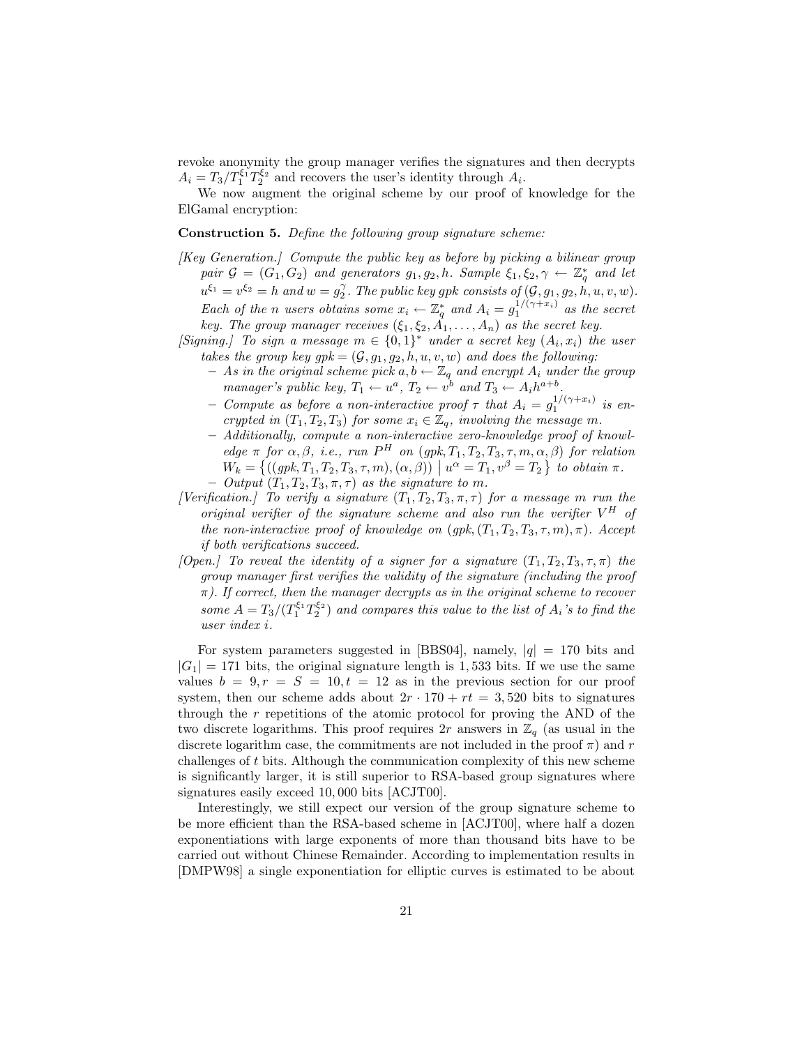revoke anonymity the group manager verifies the signatures and then decrypts $A_i = T_3/T_1^{\xi_1}T_2^{\xi_2}$ and recovers the user's identity through $A_i$.

We now augment the original scheme by our proof of knowledge for the ElGamal encryption:

**Construction 5.** *Define the following group signature scheme:*

*[Key Generation.] Compute the public key as before by picking a bilinear group pair $\mathcal{G} = (G_1, G_2)$ and generators $g_1, g_2, h$. Sample $\xi_1, \xi_2, \gamma \leftarrow \mathbb{Z}_q^*$ and let $u^{\xi_1} = v^{\xi_2} = h$ and $w = g_2^{\gamma}$. The public key gpk consists of $(\mathcal{G}, g_1, g_2, h, u, v, w)$. Each of the $n$ users obtains some $x_i \leftarrow \mathbb{Z}_q^*$ and $A_i = g_1^{1/(\gamma+x_i)}$ as the secret key. The group manager receives $(\xi_1, \xi_2, A_1, \ldots, A_n)$ as the secret key.*

*[Signing.] To sign a message $m \in \{0,1\}^*$ under a secret key $(A_i, x_i)$ the user takes the group key $gpk = (\mathcal{G}, g_1, g_2, h, u, v, w)$ and does the following:*

- *As in the original scheme pick $a, b \leftarrow \mathbb{Z}_q$ and encrypt $A_i$ under the group manager's public key, $T_1 \leftarrow u^a$, $T_2 \leftarrow v^b$ and $T_3 \leftarrow A_i h^{a+b}$.*
- *Compute as before a non-interactive proof $\tau$ that $A_i = g_1^{1/(\gamma+x_i)}$ is encrypted in $(T_1, T_2, T_3)$ for some $x_i \in \mathbb{Z}_q$, involving the message $m$.*
- *Additionally, compute a non-interactive zero-knowledge proof of knowledge $\pi$ for $\alpha, \beta$, i.e., run $P^H$ on $(gpk, T_1, T_2, T_3, \tau, m, \alpha, \beta)$ for relation $W_k = \left\{((gpk, T_1, T_2, T_3, \tau, m), (\alpha, \beta)) \;\middle|\; u^{\alpha} = T_1, v^{\beta} = T_2\right\}$ to obtain $\pi$.*
- *Output $(T_1, T_2, T_3, \pi, \tau)$ as the signature to $m$.*

*[Verification.] To verify a signature $(T_1, T_2, T_3, \pi, \tau)$ for a message $m$ run the original verifier of the signature scheme and also run the verifier $V^H$ of the non-interactive proof of knowledge on $(gpk, (T_1, T_2, T_3, \tau, m), \pi)$. Accept if both verifications succeed.*

*[Open.] To reveal the identity of a signer for a signature $(T_1, T_2, T_3, \tau, \pi)$ the group manager first verifies the validity of the signature (including the proof $\pi$). If correct, then the manager decrypts as in the original scheme to recover some $A = T_3/(T_1^{\xi_1}T_2^{\xi_2})$ and compares this value to the list of $A_i$'s to find the user index $i$.*

For system parameters suggested in [BBS04], namely, $|q| = 170$ bits and $|G_1| = 171$ bits, the original signature length is 1,533 bits. If we use the same values $b = 9, r = S = 10, t = 12$ as in the previous section for our proof system, then our scheme adds about $2r \cdot 170 + rt = 3,520$ bits to signatures through the $r$ repetitions of the atomic protocol for proving the AND of the two discrete logarithms. This proof requires $2r$ answers in $\mathbb{Z}_q$ (as usual in the discrete logarithm case, the commitments are not included in the proof $\pi$) and $r$ challenges of $t$ bits. Although the communication complexity of this new scheme is significantly larger, it is still superior to RSA-based group signatures where signatures easily exceed 10,000 bits [ACJT00].

Interestingly, we still expect our version of the group signature scheme to be more efficient than the RSA-based scheme in [ACJT00], where half a dozen exponentiations with large exponents of more than thousand bits have to be carried out without Chinese Remainder. According to implementation results in [DMPW98] a single exponentiation for elliptic curves is estimated to be about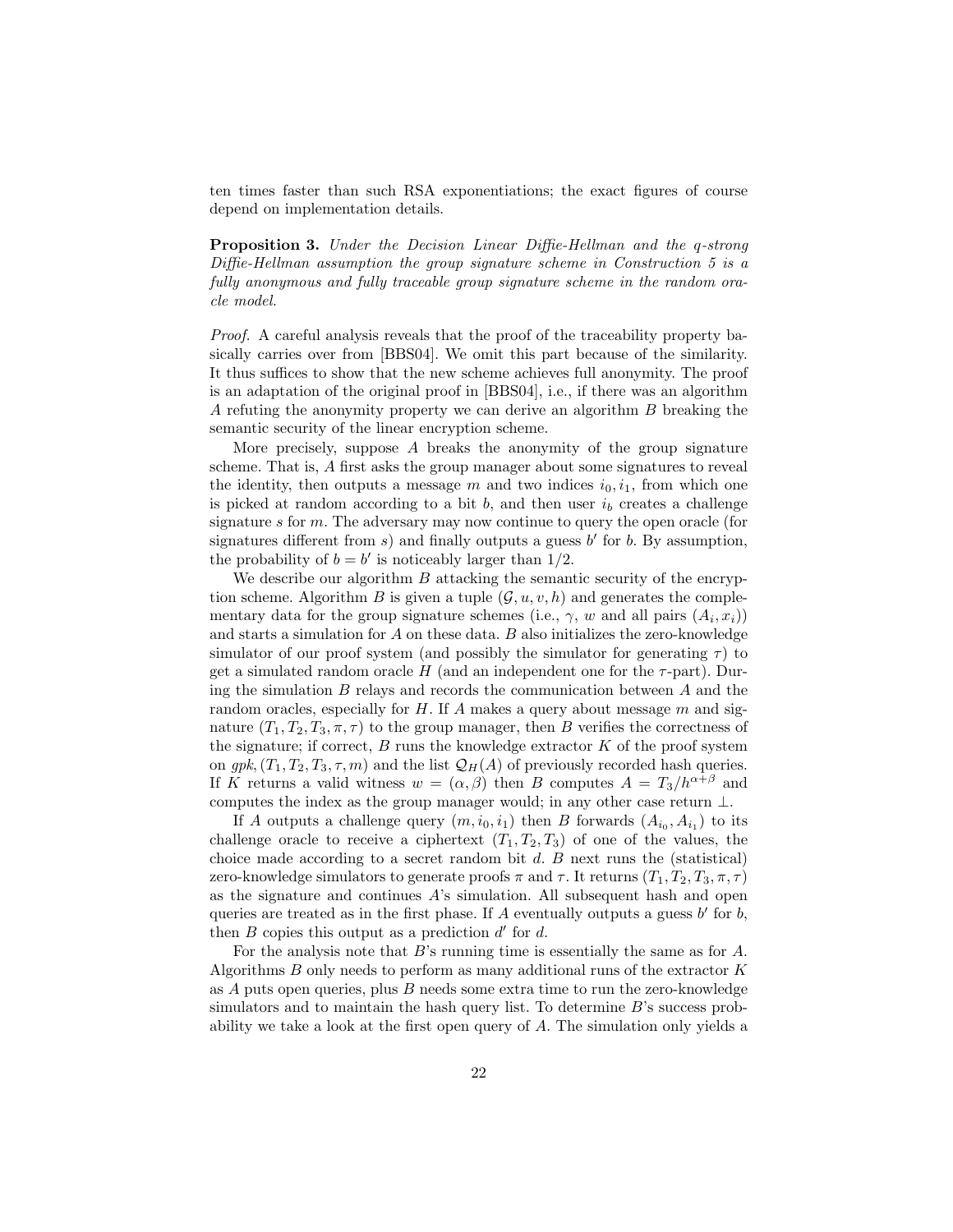ten times faster than such RSA exponentiations; the exact figures of course depend on implementation details.

**Proposition 3.** *Under the Decision Linear Diffie-Hellman and the q-strong Diffie-Hellman assumption the group signature scheme in Construction 5 is a fully anonymous and fully traceable group signature scheme in the random oracle model.*

*Proof.* A careful analysis reveals that the proof of the traceability property basically carries over from [BBS04]. We omit this part because of the similarity. It thus suffices to show that the new scheme achieves full anonymity. The proof is an adaptation of the original proof in [BBS04], i.e., if there was an algorithm $A$ refuting the anonymity property we can derive an algorithm $B$ breaking the semantic security of the linear encryption scheme.

More precisely, suppose $A$ breaks the anonymity of the group signature scheme. That is, $A$ first asks the group manager about some signatures to reveal the identity, then outputs a message $m$ and two indices $i_0, i_1$, from which one is picked at random according to a bit $b$, and then user $i_b$ creates a challenge signature $s$ for $m$. The adversary may now continue to query the open oracle (for signatures different from $s$) and finally outputs a guess $b'$ for $b$. By assumption, the probability of $b = b'$ is noticeably larger than $1/2$.

We describe our algorithm $B$ attacking the semantic security of the encryption scheme. Algorithm $B$ is given a tuple $(\mathcal{G}, u, v, h)$ and generates the complementary data for the group signature schemes (i.e., $\gamma$, $w$ and all pairs $(A_i, x_i)$) and starts a simulation for $A$ on these data. $B$ also initializes the zero-knowledge simulator of our proof system (and possibly the simulator for generating $\tau$) to get a simulated random oracle $H$ (and an independent one for the $\tau$-part). During the simulation $B$ relays and records the communication between $A$ and the random oracles, especially for $H$. If $A$ makes a query about message $m$ and signature $(T_1, T_2, T_3, \pi, \tau)$ to the group manager, then $B$ verifies the correctness of the signature; if correct, $B$ runs the knowledge extractor $K$ of the proof system on $gpk, (T_1, T_2, T_3, \tau, m)$ and the list $\mathcal{Q}_H(A)$ of previously recorded hash queries. If $K$ returns a valid witness $w = (\alpha, \beta)$ then $B$ computes $A = T_3/h^{\alpha+\beta}$ and computes the index as the group manager would; in any other case return $\perp$.

If $A$ outputs a challenge query $(m, i_0, i_1)$ then $B$ forwards $(A_{i_0}, A_{i_1})$ to its challenge oracle to receive a ciphertext $(T_1, T_2, T_3)$ of one of the values, the choice made according to a secret random bit $d$. $B$ next runs the (statistical) zero-knowledge simulators to generate proofs $\pi$ and $\tau$. It returns $(T_1, T_2, T_3, \pi, \tau)$ as the signature and continues $A$'s simulation. All subsequent hash and open queries are treated as in the first phase. If $A$ eventually outputs a guess $b'$ for $b$, then $B$ copies this output as a prediction $d'$ for $d$.

For the analysis note that $B$'s running time is essentially the same as for $A$. Algorithms $B$ only needs to perform as many additional runs of the extractor $K$ as $A$ puts open queries, plus $B$ needs some extra time to run the zero-knowledge simulators and to maintain the hash query list. To determine $B$'s success probability we take a look at the first open query of $A$. The simulation only yields a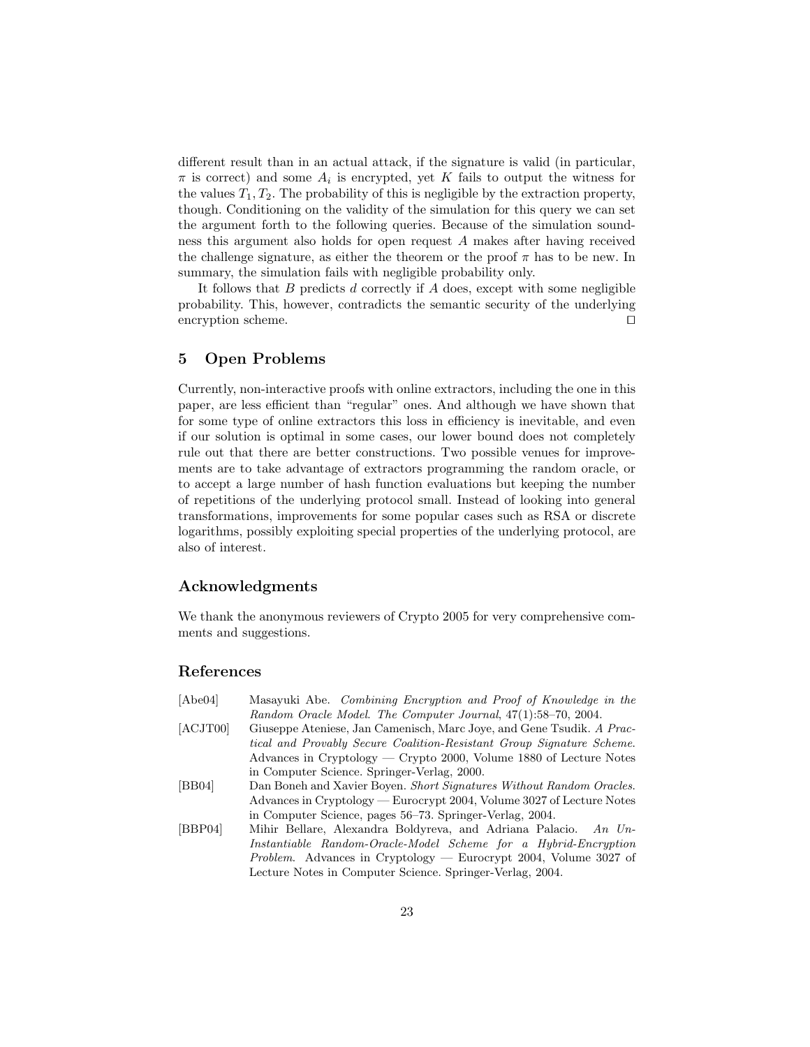different result than in an actual attack, if the signature is valid (in particular, $\pi$ is correct) and some $A_i$ is encrypted, yet $K$ fails to output the witness for the values $T_1, T_2$. The probability of this is negligible by the extraction property, though. Conditioning on the validity of the simulation for this query we can set the argument forth to the following queries. Because of the simulation soundness this argument also holds for open request $A$ makes after having received the challenge signature, as either the theorem or the proof $\pi$ has to be new. In summary, the simulation fails with negligible probability only.

It follows that $B$ predicts $d$ correctly if $A$ does, except with some negligible probability. This, however, contradicts the semantic security of the underlying encryption scheme. □

## 5 Open Problems

Currently, non-interactive proofs with online extractors, including the one in this paper, are less efficient than "regular" ones. And although we have shown that for some type of online extractors this loss in efficiency is inevitable, and even if our solution is optimal in some cases, our lower bound does not completely rule out that there are better constructions. Two possible venues for improvements are to take advantage of extractors programming the random oracle, or to accept a large number of hash function evaluations but keeping the number of repetitions of the underlying protocol small. Instead of looking into general transformations, improvements for some popular cases such as RSA or discrete logarithms, possibly exploiting special properties of the underlying protocol, are also of interest.

## Acknowledgments

We thank the anonymous reviewers of Crypto 2005 for very comprehensive comments and suggestions.

## References

[Abe04] Masayuki Abe. *Combining Encryption and Proof of Knowledge in the Random Oracle Model*. *The Computer Journal*, 47(1):58–70, 2004.

[ACJT00] Giuseppe Ateniese, Jan Camenisch, Marc Joye, and Gene Tsudik. *A Practical and Provably Secure Coalition-Resistant Group Signature Scheme.* Advances in Cryptology — Crypto 2000, Volume 1880 of Lecture Notes in Computer Science. Springer-Verlag, 2000.

[BB04] Dan Boneh and Xavier Boyen. *Short Signatures Without Random Oracles.* Advances in Cryptology — Eurocrypt 2004, Volume 3027 of Lecture Notes in Computer Science, pages 56–73. Springer-Verlag, 2004.

[BBP04] Mihir Bellare, Alexandra Boldyreva, and Adriana Palacio. *An Un-Instantiable Random-Oracle-Model Scheme for a Hybrid-Encryption Problem.* Advances in Cryptology — Eurocrypt 2004, Volume 3027 of Lecture Notes in Computer Science. Springer-Verlag, 2004.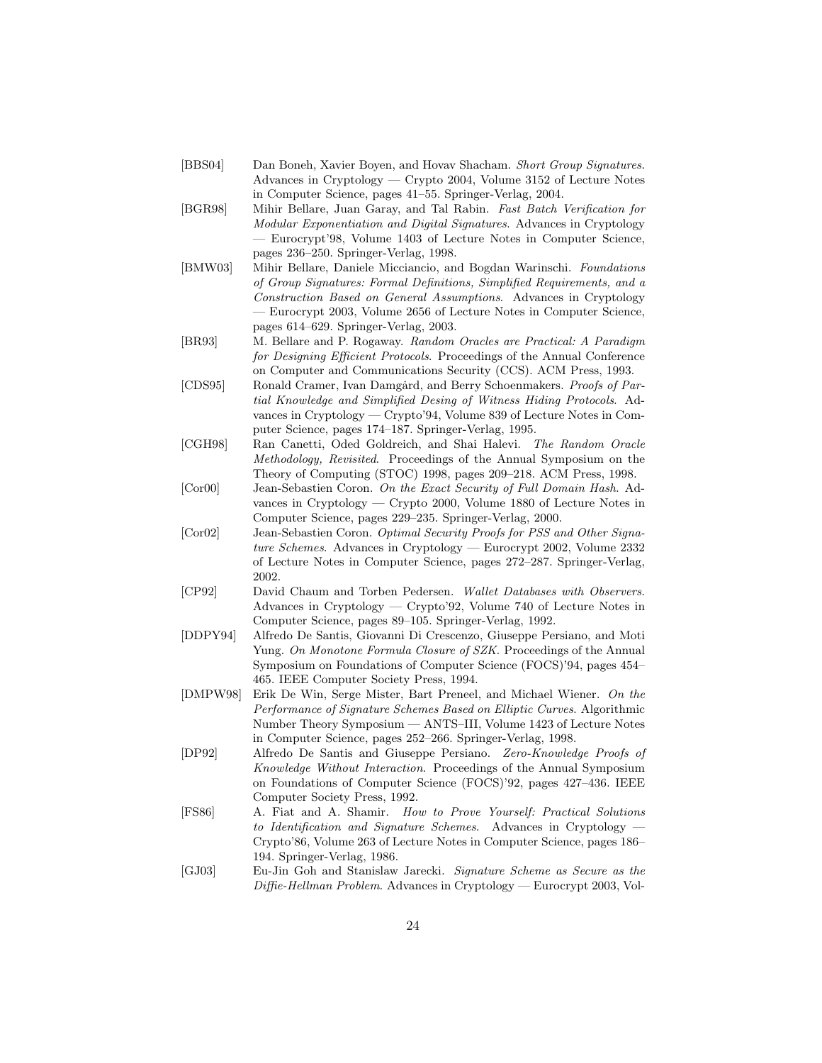[BBS04] Dan Boneh, Xavier Boyen, and Hovav Shacham. *Short Group Signatures*. Advances in Cryptology — Crypto 2004, Volume 3152 of Lecture Notes in Computer Science, pages 41–55. Springer-Verlag, 2004.

[BGR98] Mihir Bellare, Juan Garay, and Tal Rabin. *Fast Batch Verification for Modular Exponentiation and Digital Signatures*. Advances in Cryptology — Eurocrypt'98, Volume 1403 of Lecture Notes in Computer Science, pages 236–250. Springer-Verlag, 1998.

[BMW03] Mihir Bellare, Daniele Micciancio, and Bogdan Warinschi. *Foundations of Group Signatures: Formal Definitions, Simplified Requirements, and a Construction Based on General Assumptions*. Advances in Cryptology — Eurocrypt 2003, Volume 2656 of Lecture Notes in Computer Science, pages 614–629. Springer-Verlag, 2003.

[BR93] M. Bellare and P. Rogaway. *Random Oracles are Practical: A Paradigm for Designing Efficient Protocols*. Proceedings of the Annual Conference on Computer and Communications Security (CCS). ACM Press, 1993.

[CDS95] Ronald Cramer, Ivan Damgård, and Berry Schoenmakers. *Proofs of Partial Knowledge and Simplified Desing of Witness Hiding Protocols*. Advances in Cryptology — Crypto'94, Volume 839 of Lecture Notes in Computer Science, pages 174–187. Springer-Verlag, 1995.

[CGH98] Ran Canetti, Oded Goldreich, and Shai Halevi. *The Random Oracle Methodology, Revisited*. Proceedings of the Annual Symposium on the Theory of Computing (STOC) 1998, pages 209–218. ACM Press, 1998.

[Cor00] Jean-Sebastien Coron. *On the Exact Security of Full Domain Hash*. Advances in Cryptology — Crypto 2000, Volume 1880 of Lecture Notes in Computer Science, pages 229–235. Springer-Verlag, 2000.

[Cor02] Jean-Sebastien Coron. *Optimal Security Proofs for PSS and Other Signature Schemes*. Advances in Cryptology — Eurocrypt 2002, Volume 2332 of Lecture Notes in Computer Science, pages 272–287. Springer-Verlag, 2002.

[CP92] David Chaum and Torben Pedersen. *Wallet Databases with Observers*. Advances in Cryptology — Crypto'92, Volume 740 of Lecture Notes in Computer Science, pages 89–105. Springer-Verlag, 1992.

[DDPY94] Alfredo De Santis, Giovanni Di Crescenzo, Giuseppe Persiano, and Moti Yung. *On Monotone Formula Closure of SZK*. Proceedings of the Annual Symposium on Foundations of Computer Science (FOCS)'94, pages 454–465. IEEE Computer Society Press, 1994.

[DMPW98] Erik De Win, Serge Mister, Bart Preneel, and Michael Wiener. *On the Performance of Signature Schemes Based on Elliptic Curves*. Algorithmic Number Theory Symposium — ANTS–III, Volume 1423 of Lecture Notes in Computer Science, pages 252–266. Springer-Verlag, 1998.

[DP92] Alfredo De Santis and Giuseppe Persiano. *Zero-Knowledge Proofs of Knowledge Without Interaction*. Proceedings of the Annual Symposium on Foundations of Computer Science (FOCS)'92, pages 427–436. IEEE Computer Society Press, 1992.

[FS86] A. Fiat and A. Shamir. *How to Prove Yourself: Practical Solutions to Identification and Signature Schemes*. Advances in Cryptology — Crypto'86, Volume 263 of Lecture Notes in Computer Science, pages 186–194. Springer-Verlag, 1986.

[GJ03] Eu-Jin Goh and Stanislaw Jarecki. *Signature Scheme as Secure as the Diffie-Hellman Problem*. Advances in Cryptology — Eurocrypt 2003, Vol-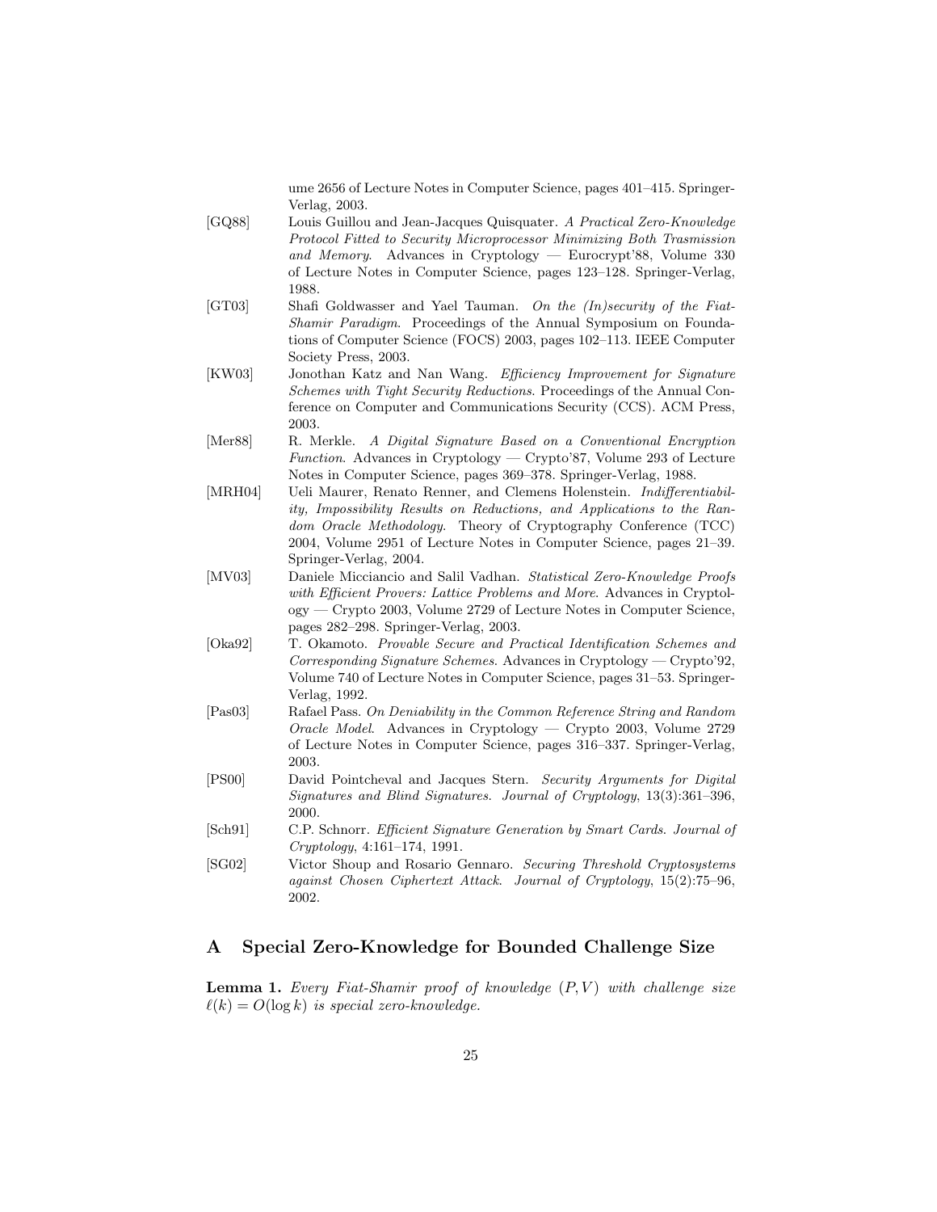ume 2656 of Lecture Notes in Computer Science, pages 401–415. Springer-Verlag, 2003.

[GQ88] Louis Guillou and Jean-Jacques Quisquater. *A Practical Zero-Knowledge Protocol Fitted to Security Microprocessor Minimizing Both Trasmission and Memory*. Advances in Cryptology — Eurocrypt'88, Volume 330 of Lecture Notes in Computer Science, pages 123–128. Springer-Verlag, 1988.

[GT03] Shafi Goldwasser and Yael Tauman. *On the (In)security of the Fiat-Shamir Paradigm*. Proceedings of the Annual Symposium on Foundations of Computer Science (FOCS) 2003, pages 102–113. IEEE Computer Society Press, 2003.

[KW03] Jonothan Katz and Nan Wang. *Efficiency Improvement for Signature Schemes with Tight Security Reductions*. Proceedings of the Annual Conference on Computer and Communications Security (CCS). ACM Press, 2003.

[Mer88] R. Merkle. *A Digital Signature Based on a Conventional Encryption Function*. Advances in Cryptology — Crypto'87, Volume 293 of Lecture Notes in Computer Science, pages 369–378. Springer-Verlag, 1988.

[MRH04] Ueli Maurer, Renato Renner, and Clemens Holenstein. *Indifferentiability, Impossibility Results on Reductions, and Applications to the Random Oracle Methodology*. Theory of Cryptography Conference (TCC) 2004, Volume 2951 of Lecture Notes in Computer Science, pages 21–39. Springer-Verlag, 2004.

[MV03] Daniele Micciancio and Salil Vadhan. *Statistical Zero-Knowledge Proofs with Efficient Provers: Lattice Problems and More*. Advances in Cryptology — Crypto 2003, Volume 2729 of Lecture Notes in Computer Science, pages 282–298. Springer-Verlag, 2003.

[Oka92] T. Okamoto. *Provable Secure and Practical Identification Schemes and Corresponding Signature Schemes*. Advances in Cryptology — Crypto'92, Volume 740 of Lecture Notes in Computer Science, pages 31–53. Springer-Verlag, 1992.

[Pas03] Rafael Pass. *On Deniability in the Common Reference String and Random Oracle Model*. Advances in Cryptology — Crypto 2003, Volume 2729 of Lecture Notes in Computer Science, pages 316–337. Springer-Verlag, 2003.

[PS00] David Pointcheval and Jacques Stern. *Security Arguments for Digital Signatures and Blind Signatures*. *Journal of Cryptology*, 13(3):361–396, 2000.

[Sch91] C.P. Schnorr. *Efficient Signature Generation by Smart Cards*. *Journal of Cryptology*, 4:161–174, 1991.

[SG02] Victor Shoup and Rosario Gennaro. *Securing Threshold Cryptosystems against Chosen Ciphertext Attack*. *Journal of Cryptology*, 15(2):75–96, 2002.

## A Special Zero-Knowledge for Bounded Challenge Size

**Lemma 1.** *Every Fiat-Shamir proof of knowledge $(P, V)$ with challenge size $\ell(k) = O(\log k)$ is special zero-knowledge.*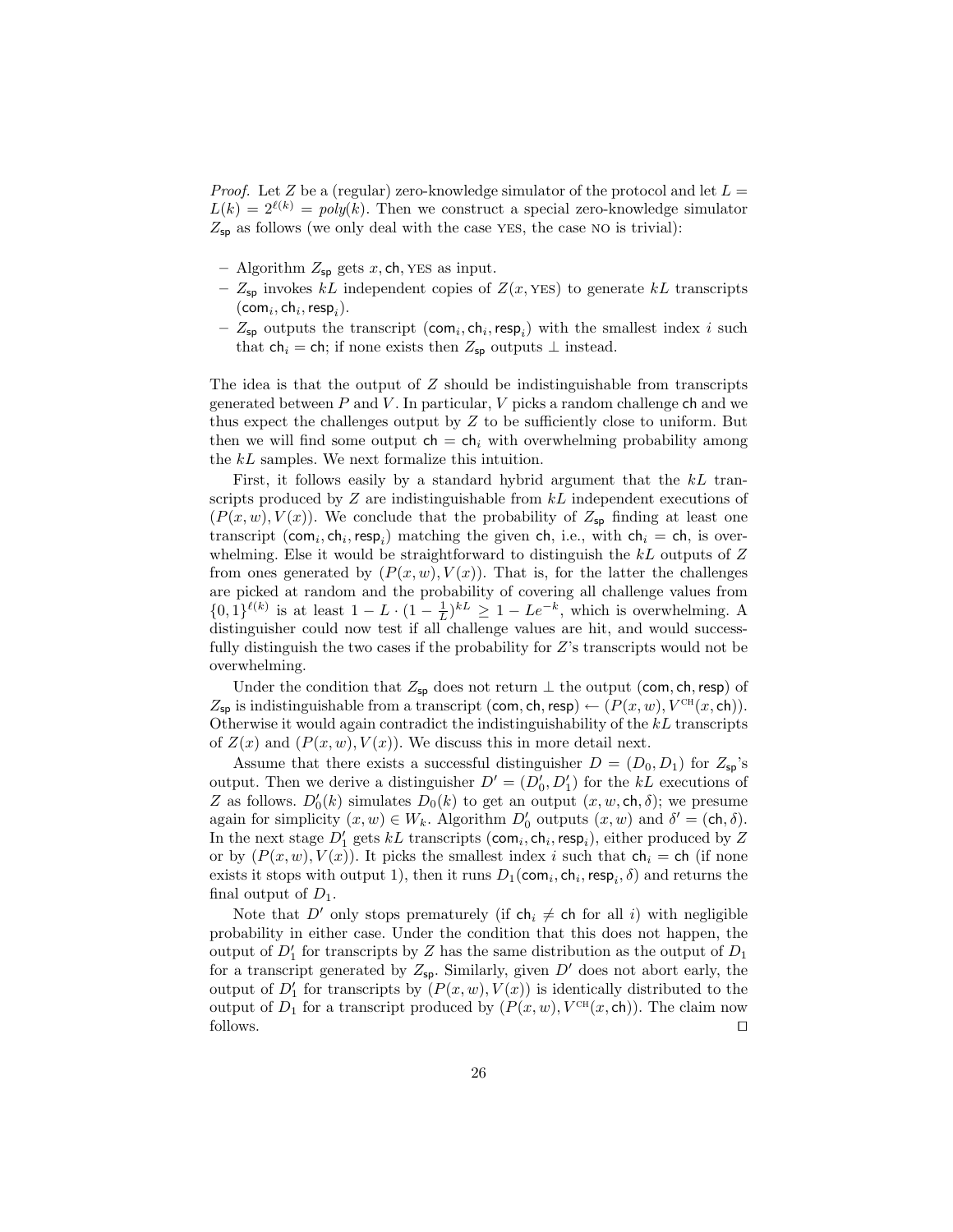*Proof.* Let $Z$ be a (regular) zero-knowledge simulator of the protocol and let $L = L(k) = 2^{\ell(k)} = poly(k)$. Then we construct a special zero-knowledge simulator $Z_{\mathsf{sp}}$ as follows (we only deal with the case YES, the case NO is trivial):

- Algorithm $Z_{\mathsf{sp}}$ gets $x, \mathsf{ch}$, YES as input.
- $Z_{\mathsf{sp}}$ invokes $kL$ independent copies of $Z(x, \text{YES})$ to generate $kL$ transcripts $(\mathsf{com}_i, \mathsf{ch}_i, \mathsf{resp}_i)$.
- $Z_{\mathsf{sp}}$ outputs the transcript $(\mathsf{com}_i, \mathsf{ch}_i, \mathsf{resp}_i)$ with the smallest index $i$ such that $\mathsf{ch}_i = \mathsf{ch}$; if none exists then $Z_{\mathsf{sp}}$ outputs $\perp$ instead.

The idea is that the output of $Z$ should be indistinguishable from transcripts generated between $P$ and $V$. In particular, $V$ picks a random challenge $\mathsf{ch}$ and we thus expect the challenges output by $Z$ to be sufficiently close to uniform. But then we will find some output $\mathsf{ch} = \mathsf{ch}_i$ with overwhelming probability among the $kL$ samples. We next formalize this intuition.

First, it follows easily by a standard hybrid argument that the $kL$ transcripts produced by $Z$ are indistinguishable from $kL$ independent executions of $(P(x,w), V(x))$. We conclude that the probability of $Z_{\mathsf{sp}}$ finding at least one transcript $(\mathsf{com}_i, \mathsf{ch}_i, \mathsf{resp}_i)$ matching the given $\mathsf{ch}$, i.e., with $\mathsf{ch}_i = \mathsf{ch}$, is overwhelming. Else it would be straightforward to distinguish the $kL$ outputs of $Z$ from ones generated by $(P(x,w), V(x))$. That is, for the latter the challenges are picked at random and the probability of covering all challenge values from $\{0,1\}^{\ell(k)}$ is at least $1 - L \cdot (1 - \frac{1}{L})^{kL} \geq 1 - Le^{-k}$, which is overwhelming. A distinguisher could now test if all challenge values are hit, and would successfully distinguish the two cases if the probability for $Z$'s transcripts would not be overwhelming.

Under the condition that $Z_{\mathsf{sp}}$ does not return $\perp$ the output $(\mathsf{com}, \mathsf{ch}, \mathsf{resp})$ of $Z_{\mathsf{sp}}$ is indistinguishable from a transcript $(\mathsf{com}, \mathsf{ch}, \mathsf{resp}) \leftarrow (P(x,w), V^{\text{CH}}(x, \mathsf{ch}))$. Otherwise it would again contradict the indistinguishability of the $kL$ transcripts of $Z(x)$ and $(P(x,w), V(x))$. We discuss this in more detail next.

Assume that there exists a successful distinguisher $D = (D_0, D_1)$ for $Z_{\mathsf{sp}}$'s output. Then we derive a distinguisher $D' = (D'_0, D'_1)$ for the $kL$ executions of $Z$ as follows. $D'_0(k)$ simulates $D_0(k)$ to get an output $(x, w, \mathsf{ch}, \delta)$; we presume again for simplicity $(x,w) \in W_k$. Algorithm $D'_0$ outputs $(x,w)$ and $\delta' = (\mathsf{ch}, \delta)$. In the next stage $D'_1$ gets $kL$ transcripts $(\mathsf{com}_i, \mathsf{ch}_i, \mathsf{resp}_i)$, either produced by $Z$ or by $(P(x,w), V(x))$. It picks the smallest index $i$ such that $\mathsf{ch}_i = \mathsf{ch}$ (if none exists it stops with output 1), then it runs $D_1(\mathsf{com}_i, \mathsf{ch}_i, \mathsf{resp}_i, \delta)$ and returns the final output of $D_1$.

Note that $D'$ only stops prematurely (if $\mathsf{ch}_i \neq \mathsf{ch}$ for all $i$) with negligible probability in either case. Under the condition that this does not happen, the output of $D'_1$ for transcripts by $Z$ has the same distribution as the output of $D_1$ for a transcript generated by $Z_{\mathsf{sp}}$. Similarly, given $D'$ does not abort early, the output of $D'_1$ for transcripts by $(P(x,w), V(x))$ is identically distributed to the output of $D_1$ for a transcript produced by $(P(x,w), V^{\text{CH}}(x, \mathsf{ch}))$. The claim now follows. $\square$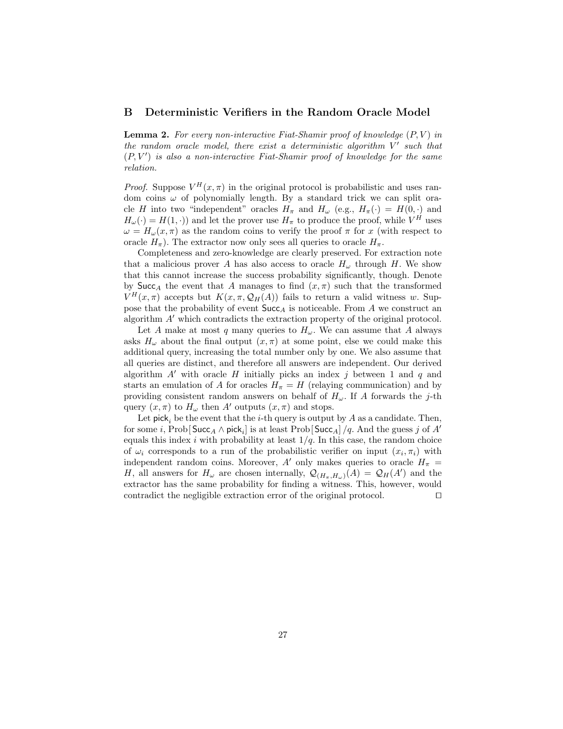## B Deterministic Verifiers in the Random Oracle Model

**Lemma 2.** *For every non-interactive Fiat-Shamir proof of knowledge $(P, V)$ in the random oracle model, there exist a deterministic algorithm $V'$ such that $(P, V')$ is also a non-interactive Fiat-Shamir proof of knowledge for the same relation.*

*Proof.* Suppose $V^H(x, \pi)$ in the original protocol is probabilistic and uses random coins $\omega$ of polynomially length. By a standard trick we can split oracle $H$ into two "independent" oracles $H_\pi$ and $H_\omega$ (e.g., $H_\pi(\cdot) = H(0, \cdot)$ and $H_\omega(\cdot) = H(1, \cdot)$) and let the prover use $H_\pi$ to produce the proof, while $V^H$ uses $\omega = H_\omega(x, \pi)$ as the random coins to verify the proof $\pi$ for $x$ (with respect to oracle $H_\pi$). The extractor now only sees all queries to oracle $H_\pi$.

Completeness and zero-knowledge are clearly preserved. For extraction note that a malicious prover $A$ has also access to oracle $H_\omega$ through $H$. We show that this cannot increase the success probability significantly, though. Denote by $\mathsf{Succ}_A$ the event that $A$ manages to find $(x, \pi)$ such that the transformed $V^H(x, \pi)$ accepts but $K(x, \pi, \mathcal{Q}_H(A))$ fails to return a valid witness $w$. Suppose that the probability of event $\mathsf{Succ}_A$ is noticeable. From $A$ we construct an algorithm $A'$ which contradicts the extraction property of the original protocol.

Let $A$ make at most $q$ many queries to $H_\omega$. We can assume that $A$ always asks $H_\omega$ about the final output $(x, \pi)$ at some point, else we could make this additional query, increasing the total number only by one. We also assume that all queries are distinct, and therefore all answers are independent. Our derived algorithm $A'$ with oracle $H$ initially picks an index $j$ between 1 and $q$ and starts an emulation of $A$ for oracles $H_\pi = H$ (relaying communication) and by providing consistent random answers on behalf of $H_\omega$. If $A$ forwards the $j$-th query $(x, \pi)$ to $H_\omega$ then $A'$ outputs $(x, \pi)$ and stops.

Let $\mathsf{pick}_i$ be the event that the $i$-th query is output by $A$ as a candidate. Then, for some $i$, $\mathrm{Prob}[\,\mathsf{Succ}_A \wedge \mathsf{pick}_i]$ is at least $\mathrm{Prob}[\,\mathsf{Succ}_A]\,/q$. And the guess $j$ of $A'$ equals this index $i$ with probability at least $1/q$. In this case, the random choice of $\omega_i$ corresponds to a run of the probabilistic verifier on input $(x_i, \pi_i)$ with independent random coins. Moreover, $A'$ only makes queries to oracle $H_\pi = H$, all answers for $H_\omega$ are chosen internally, $\mathcal{Q}_{(H_\pi, H_\omega)}(A) = \mathcal{Q}_H(A')$ and the extractor has the same probability for finding a witness. This, however, would contradict the negligible extraction error of the original protocol. ◻